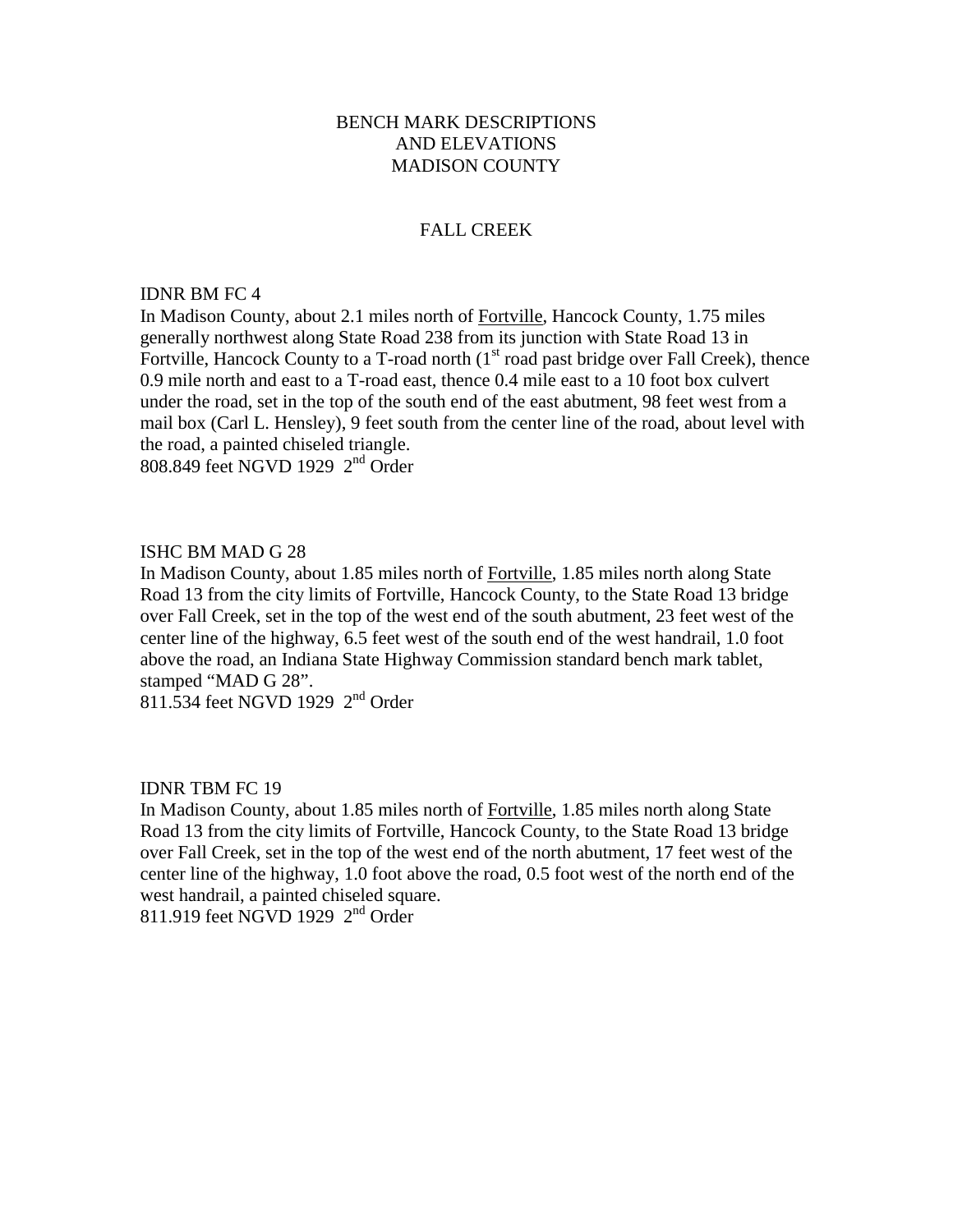# BENCH MARK DESCRIPTIONS AND ELEVATIONS MADISON COUNTY

## FALL CREEK

### IDNR BM FC 4

In Madison County, about 2.1 miles north of <u>Fortville</u>, Hancock County, 1.75 miles generally northwest along State Road 238 from its junction with State Road 13 in Fortville, Hancock County to a T-road north (1st road past bridge over Fall Creek), thence 0.9 mile north and east to a T-road east, thence 0.4 mile east to a 10 foot box culvert under the road, set in the top of the south end of the east abutment, 98 feet west from a mail box (Carl L. Hensley), 9 feet south from the center line of the road, about level with the road, a painted chiseled triangle.
808.849 feet NGVD 1929 2nd Order

### ISHC BM MAD G 28

In Madison County, about 1.85 miles north of <u>Fortville</u>, 1.85 miles north along State Road 13 from the city limits of Fortville, Hancock County, to the State Road 13 bridge over Fall Creek, set in the top of the west end of the south abutment, 23 feet west of the center line of the highway, 6.5 feet west of the south end of the west handrail, 1.0 foot above the road, an Indiana State Highway Commission standard bench mark tablet, stamped "MAD G 28".
811.534 feet NGVD 1929 2nd Order

### IDNR TBM FC 19

In Madison County, about 1.85 miles north of <u>Fortville</u>, 1.85 miles north along State Road 13 from the city limits of Fortville, Hancock County, to the State Road 13 bridge over Fall Creek, set in the top of the west end of the north abutment, 17 feet west of the center line of the highway, 1.0 foot above the road, 0.5 foot west of the north end of the west handrail, a painted chiseled square.
811.919 feet NGVD 1929 2nd Order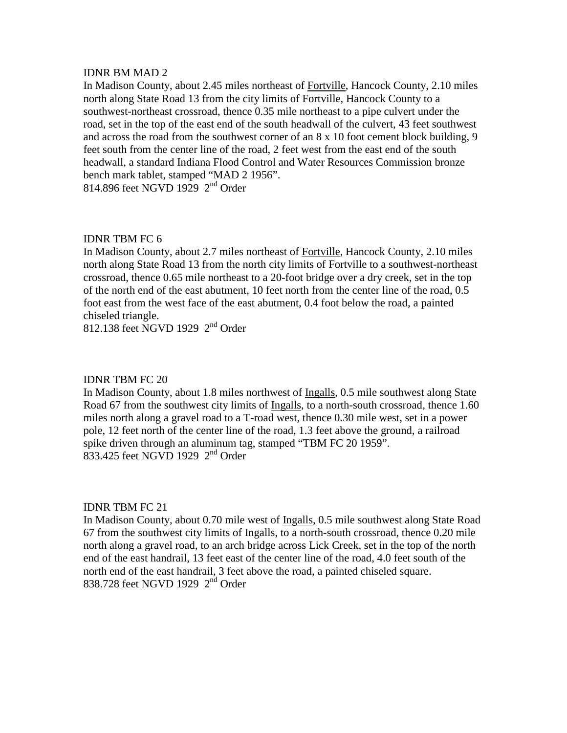IDNR BM MAD 2

In Madison County, about 2.45 miles northeast of Fortville, Hancock County, 2.10 miles north along State Road 13 from the city limits of Fortville, Hancock County to a southwest-northeast crossroad, thence 0.35 mile northeast to a pipe culvert under the road, set in the top of the east end of the south headwall of the culvert, 43 feet southwest and across the road from the southwest corner of an 8 x 10 foot cement block building, 9 feet south from the center line of the road, 2 feet west from the east end of the south headwall, a standard Indiana Flood Control and Water Resources Commission bronze bench mark tablet, stamped "MAD 2 1956".
814.896 feet NGVD 1929 2nd Order

IDNR TBM FC 6

In Madison County, about 2.7 miles northeast of Fortville, Hancock County, 2.10 miles north along State Road 13 from the north city limits of Fortville to a southwest-northeast crossroad, thence 0.65 mile northeast to a 20-foot bridge over a dry creek, set in the top of the north end of the east abutment, 10 feet north from the center line of the road, 0.5 foot east from the west face of the east abutment, 0.4 foot below the road, a painted chiseled triangle.
812.138 feet NGVD 1929 2nd Order

IDNR TBM FC 20

In Madison County, about 1.8 miles northwest of Ingalls, 0.5 mile southwest along State Road 67 from the southwest city limits of Ingalls, to a north-south crossroad, thence 1.60 miles north along a gravel road to a T-road west, thence 0.30 mile west, set in a power pole, 12 feet north of the center line of the road, 1.3 feet above the ground, a railroad spike driven through an aluminum tag, stamped "TBM FC 20 1959".
833.425 feet NGVD 1929 2nd Order

IDNR TBM FC 21

In Madison County, about 0.70 mile west of Ingalls, 0.5 mile southwest along State Road 67 from the southwest city limits of Ingalls, to a north-south crossroad, thence 0.20 mile north along a gravel road, to an arch bridge across Lick Creek, set in the top of the north end of the east handrail, 13 feet east of the center line of the road, 4.0 feet south of the north end of the east handrail, 3 feet above the road, a painted chiseled square.
838.728 feet NGVD 1929 2nd Order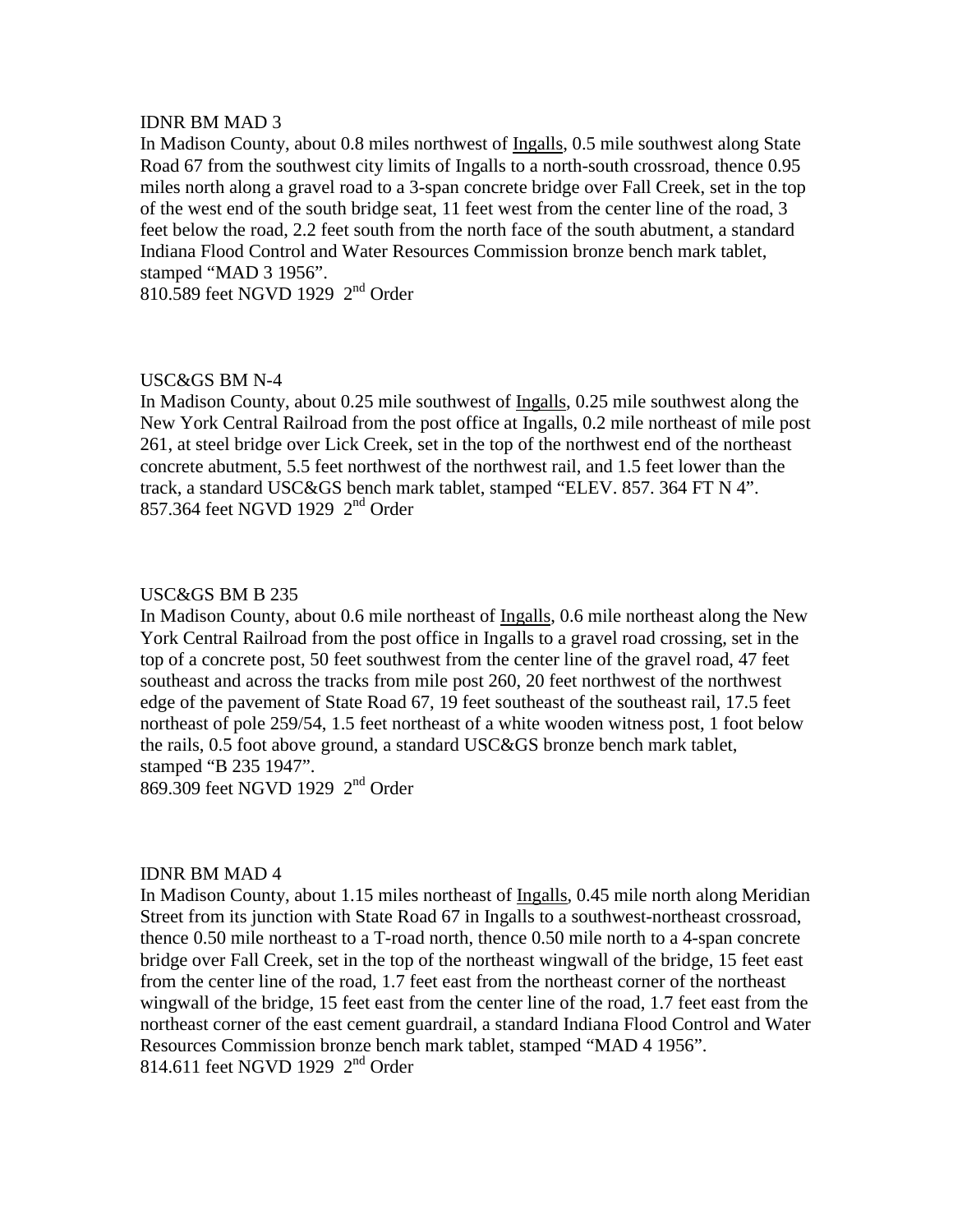IDNR BM MAD 3

In Madison County, about 0.8 miles northwest of Ingalls, 0.5 mile southwest along State Road 67 from the southwest city limits of Ingalls to a north-south crossroad, thence 0.95 miles north along a gravel road to a 3-span concrete bridge over Fall Creek, set in the top of the west end of the south bridge seat, 11 feet west from the center line of the road, 3 feet below the road, 2.2 feet south from the north face of the south abutment, a standard Indiana Flood Control and Water Resources Commission bronze bench mark tablet, stamped "MAD 3 1956".
810.589 feet NGVD 1929 2nd Order

USC&GS BM N-4

In Madison County, about 0.25 mile southwest of Ingalls, 0.25 mile southwest along the New York Central Railroad from the post office at Ingalls, 0.2 mile northeast of mile post 261, at steel bridge over Lick Creek, set in the top of the northwest end of the northeast concrete abutment, 5.5 feet northwest of the northwest rail, and 1.5 feet lower than the track, a standard USC&GS bench mark tablet, stamped "ELEV. 857. 364 FT N 4".
857.364 feet NGVD 1929 2nd Order

USC&GS BM B 235

In Madison County, about 0.6 mile northeast of Ingalls, 0.6 mile northeast along the New York Central Railroad from the post office in Ingalls to a gravel road crossing, set in the top of a concrete post, 50 feet southwest from the center line of the gravel road, 47 feet southeast and across the tracks from mile post 260, 20 feet northwest of the northwest edge of the pavement of State Road 67, 19 feet southeast of the southeast rail, 17.5 feet northeast of pole 259/54, 1.5 feet northeast of a white wooden witness post, 1 foot below the rails, 0.5 foot above ground, a standard USC&GS bronze bench mark tablet, stamped "B 235 1947".
869.309 feet NGVD 1929 2nd Order

IDNR BM MAD 4

In Madison County, about 1.15 miles northeast of Ingalls, 0.45 mile north along Meridian Street from its junction with State Road 67 in Ingalls to a southwest-northeast crossroad, thence 0.50 mile northeast to a T-road north, thence 0.50 mile north to a 4-span concrete bridge over Fall Creek, set in the top of the northeast wingwall of the bridge, 15 feet east from the center line of the road, 1.7 feet east from the northeast corner of the northeast wingwall of the bridge, 15 feet east from the center line of the road, 1.7 feet east from the northeast corner of the east cement guardrail, a standard Indiana Flood Control and Water Resources Commission bronze bench mark tablet, stamped "MAD 4 1956".
814.611 feet NGVD 1929 2nd Order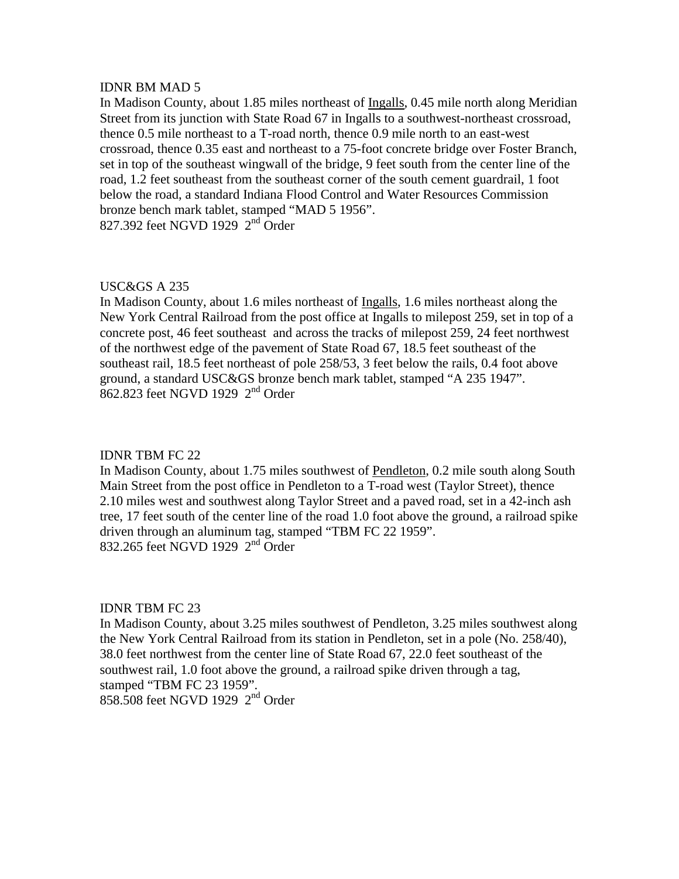IDNR BM MAD 5

In Madison County, about 1.85 miles northeast of Ingalls, 0.45 mile north along Meridian Street from its junction with State Road 67 in Ingalls to a southwest-northeast crossroad, thence 0.5 mile northeast to a T-road north, thence 0.9 mile north to an east-west crossroad, thence 0.35 east and northeast to a 75-foot concrete bridge over Foster Branch, set in top of the southeast wingwall of the bridge, 9 feet south from the center line of the road, 1.2 feet southeast from the southeast corner of the south cement guardrail, 1 foot below the road, a standard Indiana Flood Control and Water Resources Commission bronze bench mark tablet, stamped "MAD 5 1956".

827.392 feet NGVD 1929 2nd Order

USC&GS A 235

In Madison County, about 1.6 miles northeast of Ingalls, 1.6 miles northeast along the New York Central Railroad from the post office at Ingalls to milepost 259, set in top of a concrete post, 46 feet southeast and across the tracks of milepost 259, 24 feet northwest of the northwest edge of the pavement of State Road 67, 18.5 feet southeast of the southeast rail, 18.5 feet northeast of pole 258/53, 3 feet below the rails, 0.4 foot above ground, a standard USC&GS bronze bench mark tablet, stamped "A 235 1947".

862.823 feet NGVD 1929 2nd Order

IDNR TBM FC 22

In Madison County, about 1.75 miles southwest of Pendleton, 0.2 mile south along South Main Street from the post office in Pendleton to a T-road west (Taylor Street), thence 2.10 miles west and southwest along Taylor Street and a paved road, set in a 42-inch ash tree, 17 feet south of the center line of the road 1.0 foot above the ground, a railroad spike driven through an aluminum tag, stamped "TBM FC 22 1959".

832.265 feet NGVD 1929 2nd Order

IDNR TBM FC 23

In Madison County, about 3.25 miles southwest of Pendleton, 3.25 miles southwest along the New York Central Railroad from its station in Pendleton, set in a pole (No. 258/40), 38.0 feet northwest from the center line of State Road 67, 22.0 feet southeast of the southwest rail, 1.0 foot above the ground, a railroad spike driven through a tag, stamped "TBM FC 23 1959".

858.508 feet NGVD 1929 2nd Order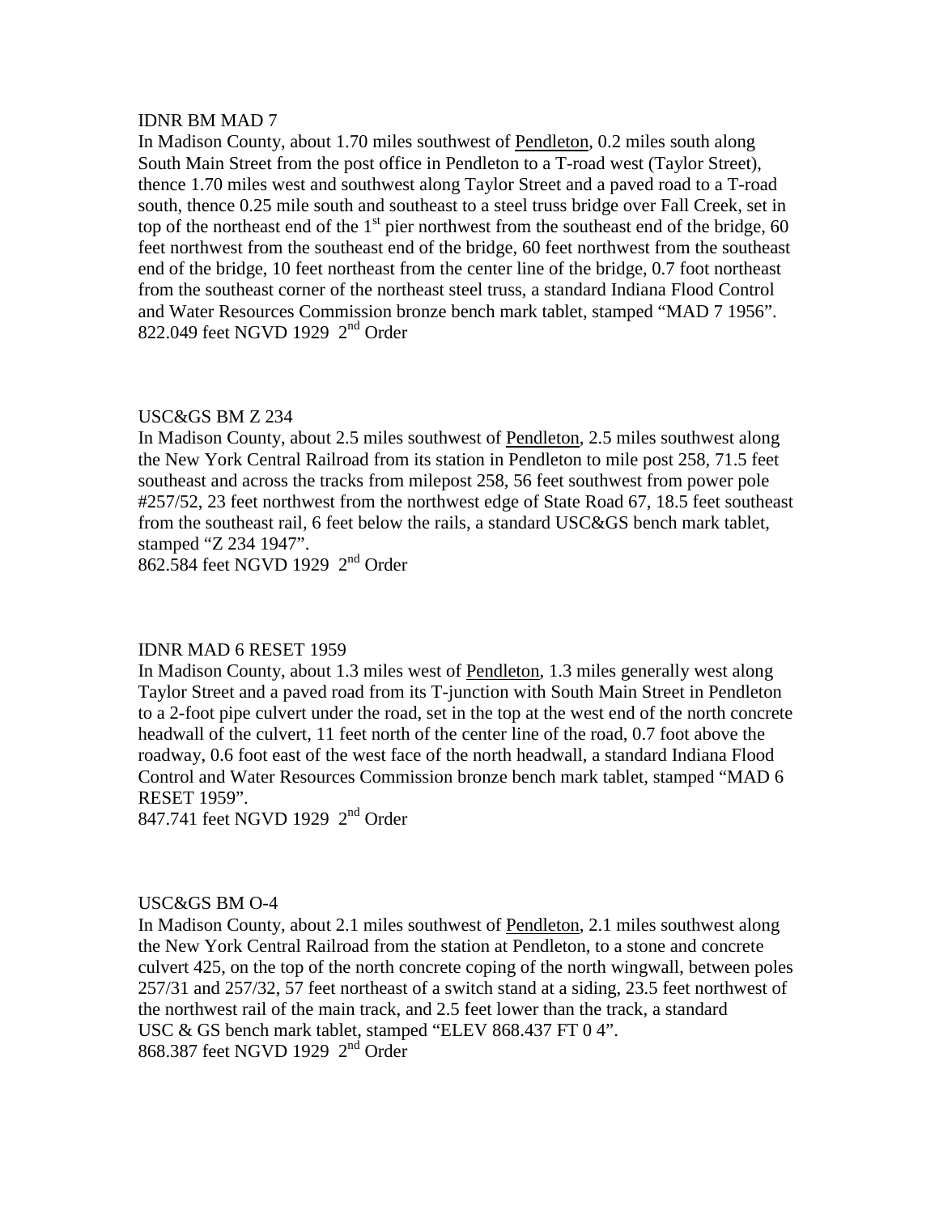IDNR BM MAD 7

In Madison County, about 1.70 miles southwest of Pendleton, 0.2 miles south along South Main Street from the post office in Pendleton to a T-road west (Taylor Street), thence 1.70 miles west and southwest along Taylor Street and a paved road to a T-road south, thence 0.25 mile south and southeast to a steel truss bridge over Fall Creek, set in top of the northeast end of the 1st pier northwest from the southeast end of the bridge, 60 feet northwest from the southeast end of the bridge, 60 feet northwest from the southeast end of the bridge, 10 feet northeast from the center line of the bridge, 0.7 foot northeast from the southeast corner of the northeast steel truss, a standard Indiana Flood Control and Water Resources Commission bronze bench mark tablet, stamped "MAD 7 1956".
822.049 feet NGVD 1929 2nd Order

USC&GS BM Z 234

In Madison County, about 2.5 miles southwest of Pendleton, 2.5 miles southwest along the New York Central Railroad from its station in Pendleton to mile post 258, 71.5 feet southeast and across the tracks from milepost 258, 56 feet southwest from power pole #257/52, 23 feet northwest from the northwest edge of State Road 67, 18.5 feet southeast from the southeast rail, 6 feet below the rails, a standard USC&GS bench mark tablet, stamped "Z 234 1947".
862.584 feet NGVD 1929 2nd Order

IDNR MAD 6 RESET 1959

In Madison County, about 1.3 miles west of Pendleton, 1.3 miles generally west along Taylor Street and a paved road from its T-junction with South Main Street in Pendleton to a 2-foot pipe culvert under the road, set in the top at the west end of the north concrete headwall of the culvert, 11 feet north of the center line of the road, 0.7 foot above the roadway, 0.6 foot east of the west face of the north headwall, a standard Indiana Flood Control and Water Resources Commission bronze bench mark tablet, stamped "MAD 6 RESET 1959".
847.741 feet NGVD 1929 2nd Order

USC&GS BM O-4

In Madison County, about 2.1 miles southwest of Pendleton, 2.1 miles southwest along the New York Central Railroad from the station at Pendleton, to a stone and concrete culvert 425, on the top of the north concrete coping of the north wingwall, between poles 257/31 and 257/32, 57 feet northeast of a switch stand at a siding, 23.5 feet northwest of the northwest rail of the main track, and 2.5 feet lower than the track, a standard USC & GS bench mark tablet, stamped "ELEV 868.437 FT 0 4".
868.387 feet NGVD 1929 2nd Order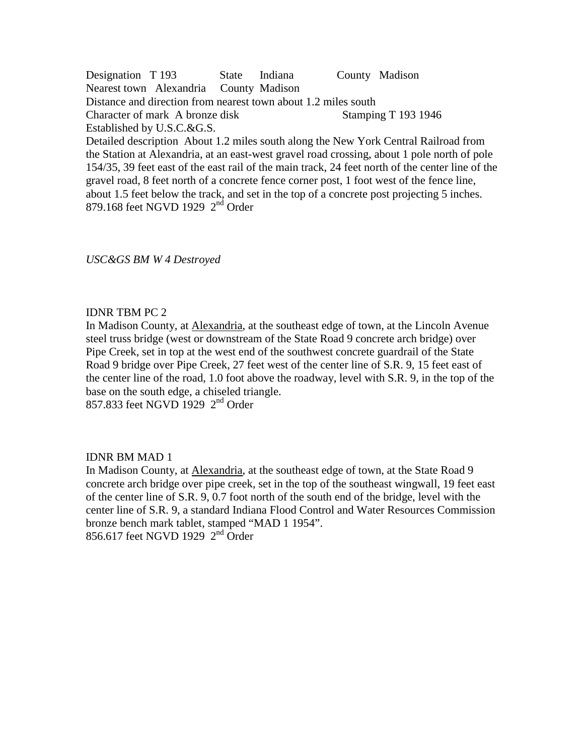Designation T 193 State Indiana County Madison
Nearest town Alexandria County Madison
Distance and direction from nearest town about 1.2 miles south
Character of mark A bronze disk Stamping T 193 1946
Established by U.S.C.&G.S.
Detailed description About 1.2 miles south along the New York Central Railroad from the Station at Alexandria, at an east-west gravel road crossing, about 1 pole north of pole 154/35, 39 feet east of the east rail of the main track, 24 feet north of the center line of the gravel road, 8 feet north of a concrete fence corner post, 1 foot west of the fence line, about 1.5 feet below the track, and set in the top of a concrete post projecting 5 inches.
879.168 feet NGVD 1929 2nd Order

*USC&GS BM W 4 Destroyed*

IDNR TBM PC 2
In Madison County, at Alexandria, at the southeast edge of town, at the Lincoln Avenue steel truss bridge (west or downstream of the State Road 9 concrete arch bridge) over Pipe Creek, set in top at the west end of the southwest concrete guardrail of the State Road 9 bridge over Pipe Creek, 27 feet west of the center line of S.R. 9, 15 feet east of the center line of the road, 1.0 foot above the roadway, level with S.R. 9, in the top of the base on the south edge, a chiseled triangle.
857.833 feet NGVD 1929 2nd Order

IDNR BM MAD 1
In Madison County, at Alexandria, at the southeast edge of town, at the State Road 9 concrete arch bridge over pipe creek, set in the top of the southeast wingwall, 19 feet east of the center line of S.R. 9, 0.7 foot north of the south end of the bridge, level with the center line of S.R. 9, a standard Indiana Flood Control and Water Resources Commission bronze bench mark tablet, stamped "MAD 1 1954".
856.617 feet NGVD 1929 2nd Order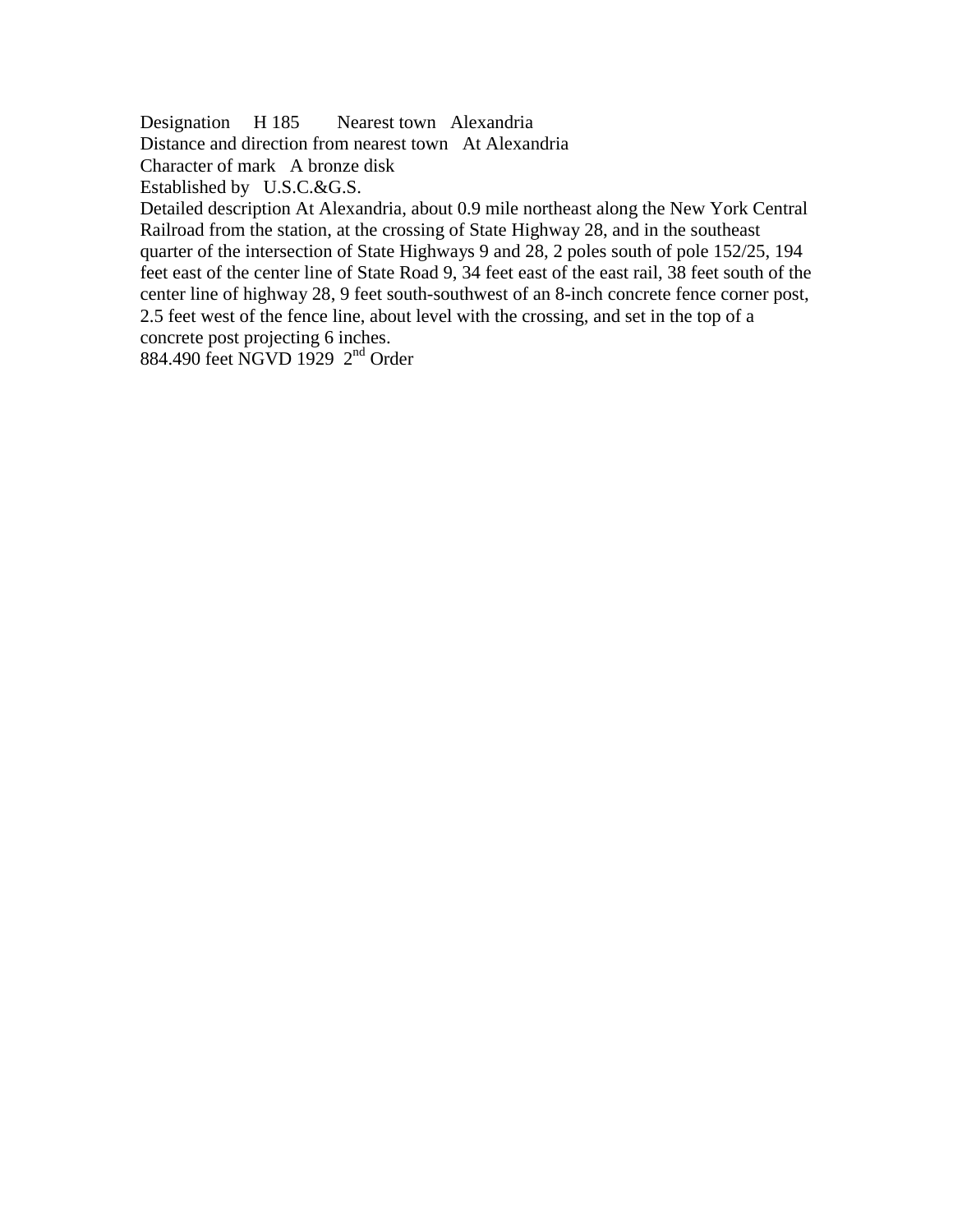Designation H 185 Nearest town Alexandria

Distance and direction from nearest town At Alexandria

Character of mark A bronze disk

Established by U.S.C.&G.S.

Detailed description At Alexandria, about 0.9 mile northeast along the New York Central Railroad from the station, at the crossing of State Highway 28, and in the southeast quarter of the intersection of State Highways 9 and 28, 2 poles south of pole 152/25, 194 feet east of the center line of State Road 9, 34 feet east of the east rail, 38 feet south of the center line of highway 28, 9 feet south-southwest of an 8-inch concrete fence corner post, 2.5 feet west of the fence line, about level with the crossing, and set in the top of a concrete post projecting 6 inches.

884.490 feet NGVD 1929 2nd Order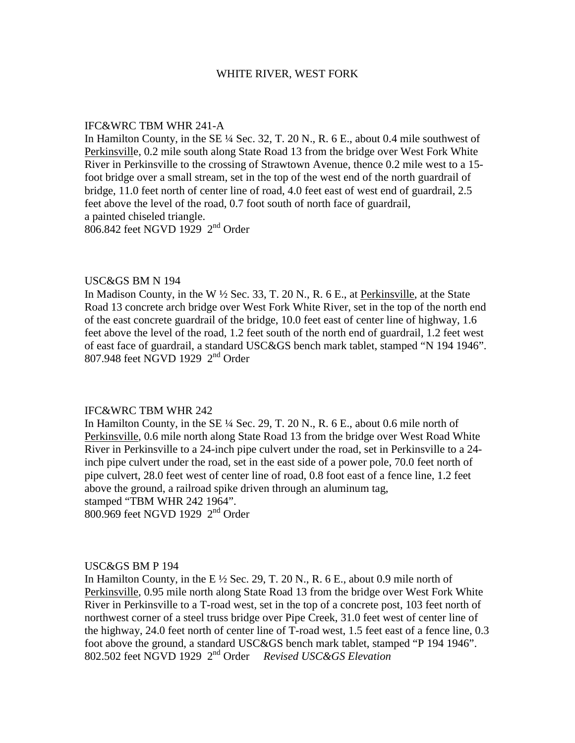# WHITE RIVER, WEST FORK

IFC&WRC TBM WHR 241-A

In Hamilton County, in the SE ¼ Sec. 32, T. 20 N., R. 6 E., about 0.4 mile southwest of Perkinsville, 0.2 mile south along State Road 13 from the bridge over West Fork White River in Perkinsville to the crossing of Strawtown Avenue, thence 0.2 mile west to a 15-foot bridge over a small stream, set in the top of the west end of the north guardrail of bridge, 11.0 feet north of center line of road, 4.0 feet east of west end of guardrail, 2.5 feet above the level of the road, 0.7 foot south of north face of guardrail, a painted chiseled triangle.

806.842 feet NGVD 1929 2nd Order

USC&GS BM N 194

In Madison County, in the W ½ Sec. 33, T. 20 N., R. 6 E., at Perkinsville, at the State Road 13 concrete arch bridge over West Fork White River, set in the top of the north end of the east concrete guardrail of the bridge, 10.0 feet east of center line of highway, 1.6 feet above the level of the road, 1.2 feet south of the north end of guardrail, 1.2 feet west of east face of guardrail, a standard USC&GS bench mark tablet, stamped "N 194 1946".

807.948 feet NGVD 1929 2nd Order

IFC&WRC TBM WHR 242

In Hamilton County, in the SE ¼ Sec. 29, T. 20 N., R. 6 E., about 0.6 mile north of Perkinsville, 0.6 mile north along State Road 13 from the bridge over West Road White River in Perkinsville to a 24-inch pipe culvert under the road, set in Perkinsville to a 24-inch pipe culvert under the road, set in the east side of a power pole, 70.0 feet north of pipe culvert, 28.0 feet west of center line of road, 0.8 foot east of a fence line, 1.2 feet above the ground, a railroad spike driven through an aluminum tag, stamped "TBM WHR 242 1964".

800.969 feet NGVD 1929 2nd Order

USC&GS BM P 194

In Hamilton County, in the E ½ Sec. 29, T. 20 N., R. 6 E., about 0.9 mile north of Perkinsville, 0.95 mile north along State Road 13 from the bridge over West Fork White River in Perkinsville to a T-road west, set in the top of a concrete post, 103 feet north of northwest corner of a steel truss bridge over Pipe Creek, 31.0 feet west of center line of the highway, 24.0 feet north of center line of T-road west, 1.5 feet east of a fence line, 0.3 foot above the ground, a standard USC&GS bench mark tablet, stamped "P 194 1946".

802.502 feet NGVD 1929 2nd Order *Revised USC&GS Elevation*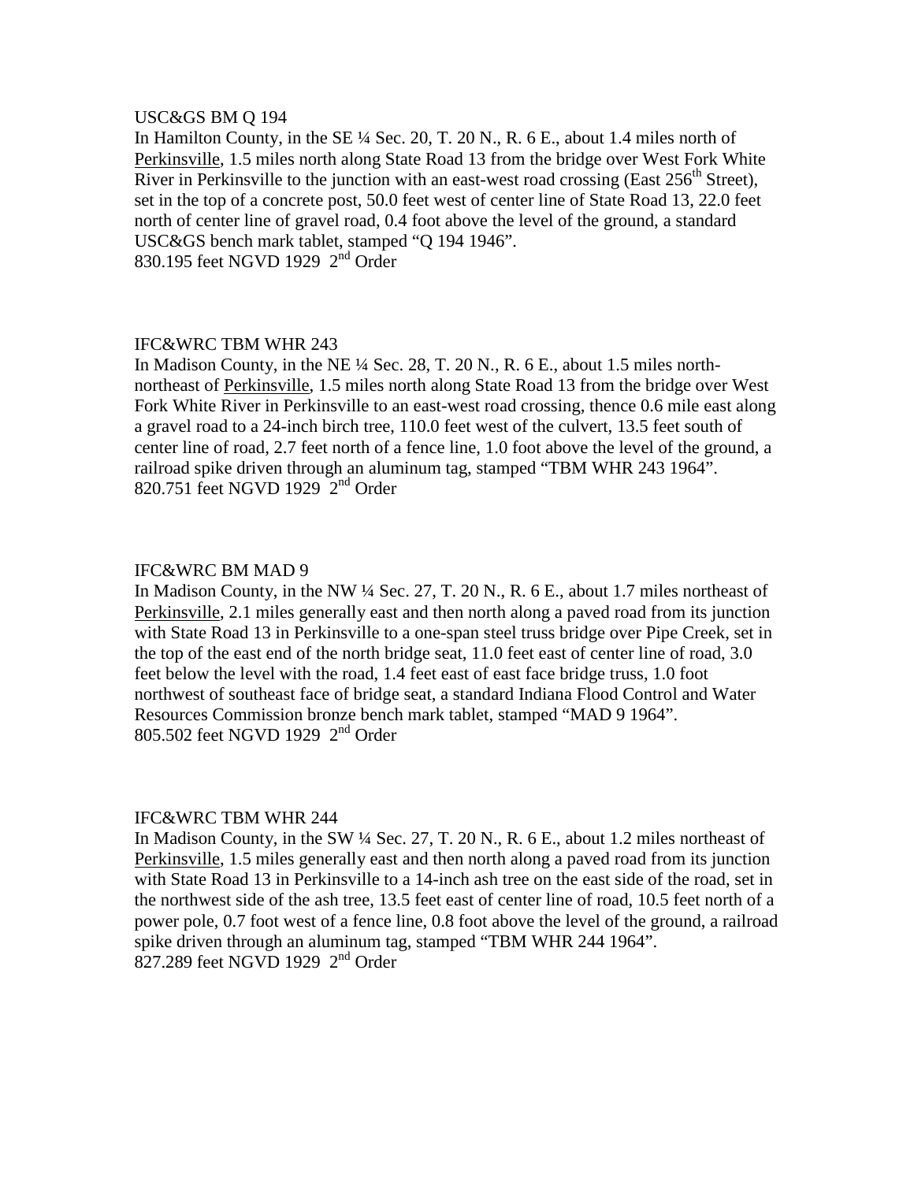USC&GS BM Q 194

In Hamilton County, in the SE ¼ Sec. 20, T. 20 N., R. 6 E., about 1.4 miles north of Perkinsville, 1.5 miles north along State Road 13 from the bridge over West Fork White River in Perkinsville to the junction with an east-west road crossing (East 256th Street), set in the top of a concrete post, 50.0 feet west of center line of State Road 13, 22.0 feet north of center line of gravel road, 0.4 foot above the level of the ground, a standard USC&GS bench mark tablet, stamped "Q 194 1946".
830.195 feet NGVD 1929 2nd Order

IFC&WRC TBM WHR 243

In Madison County, in the NE ¼ Sec. 28, T. 20 N., R. 6 E., about 1.5 miles north-northeast of Perkinsville, 1.5 miles north along State Road 13 from the bridge over West Fork White River in Perkinsville to an east-west road crossing, thence 0.6 mile east along a gravel road to a 24-inch birch tree, 110.0 feet west of the culvert, 13.5 feet south of center line of road, 2.7 feet north of a fence line, 1.0 foot above the level of the ground, a railroad spike driven through an aluminum tag, stamped "TBM WHR 243 1964".
820.751 feet NGVD 1929 2nd Order

IFC&WRC BM MAD 9

In Madison County, in the NW ¼ Sec. 27, T. 20 N., R. 6 E., about 1.7 miles northeast of Perkinsville, 2.1 miles generally east and then north along a paved road from its junction with State Road 13 in Perkinsville to a one-span steel truss bridge over Pipe Creek, set in the top of the east end of the north bridge seat, 11.0 feet east of center line of road, 3.0 feet below the level with the road, 1.4 feet east of east face bridge truss, 1.0 foot northwest of southeast face of bridge seat, a standard Indiana Flood Control and Water Resources Commission bronze bench mark tablet, stamped "MAD 9 1964".
805.502 feet NGVD 1929 2nd Order

IFC&WRC TBM WHR 244

In Madison County, in the SW ¼ Sec. 27, T. 20 N., R. 6 E., about 1.2 miles northeast of Perkinsville, 1.5 miles generally east and then north along a paved road from its junction with State Road 13 in Perkinsville to a 14-inch ash tree on the east side of the road, set in the northwest side of the ash tree, 13.5 feet east of center line of road, 10.5 feet north of a power pole, 0.7 foot west of a fence line, 0.8 foot above the level of the ground, a railroad spike driven through an aluminum tag, stamped "TBM WHR 244 1964".
827.289 feet NGVD 1929 2nd Order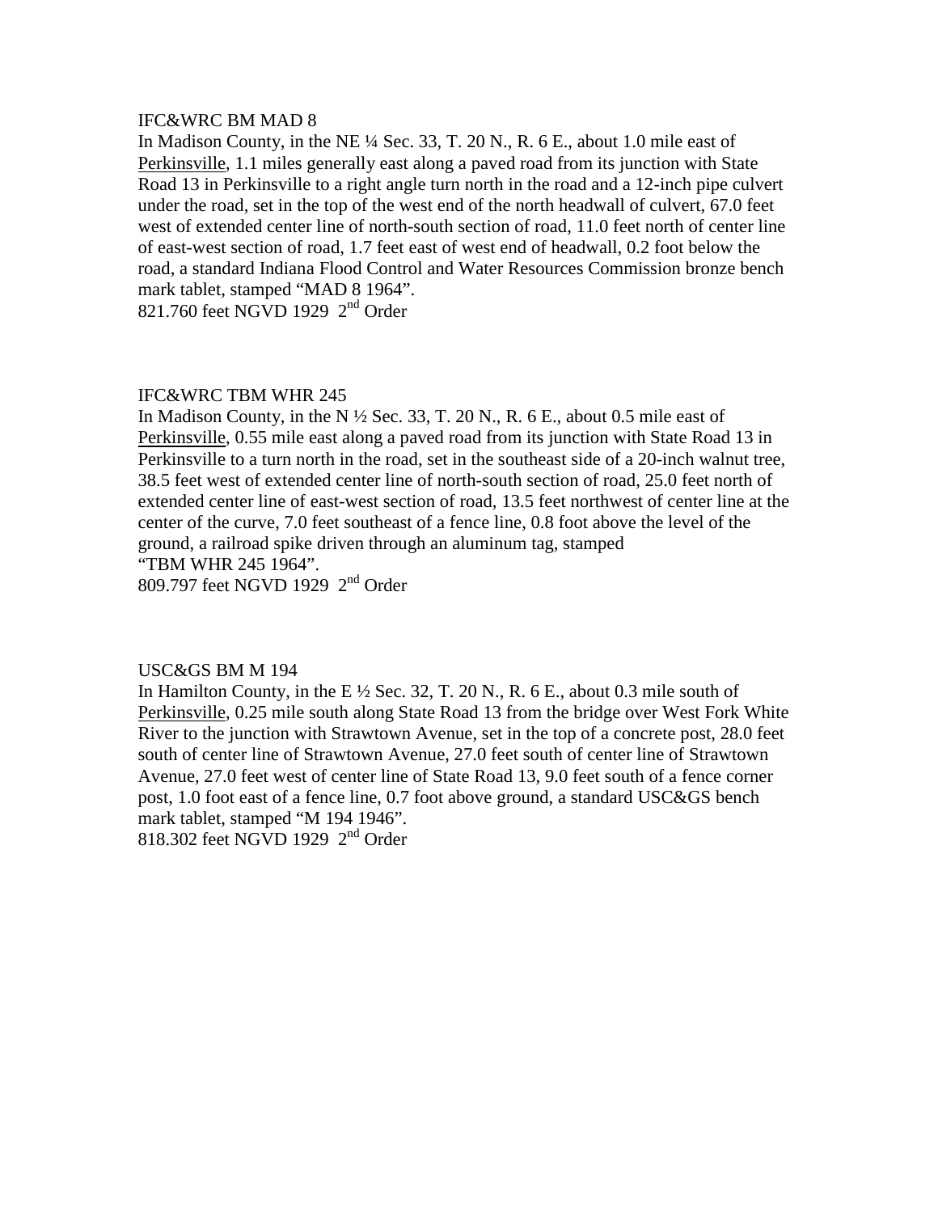IFC&WRC BM MAD 8

In Madison County, in the NE ¼ Sec. 33, T. 20 N., R. 6 E., about 1.0 mile east of Perkinsville, 1.1 miles generally east along a paved road from its junction with State Road 13 in Perkinsville to a right angle turn north in the road and a 12-inch pipe culvert under the road, set in the top of the west end of the north headwall of culvert, 67.0 feet west of extended center line of north-south section of road, 11.0 feet north of center line of east-west section of road, 1.7 feet east of west end of headwall, 0.2 foot below the road, a standard Indiana Flood Control and Water Resources Commission bronze bench mark tablet, stamped “MAD 8 1964”.

821.760 feet NGVD 1929 2nd Order

IFC&WRC TBM WHR 245

In Madison County, in the N ½ Sec. 33, T. 20 N., R. 6 E., about 0.5 mile east of Perkinsville, 0.55 mile east along a paved road from its junction with State Road 13 in Perkinsville to a turn north in the road, set in the southeast side of a 20-inch walnut tree, 38.5 feet west of extended center line of north-south section of road, 25.0 feet north of extended center line of east-west section of road, 13.5 feet northwest of center line at the center of the curve, 7.0 feet southeast of a fence line, 0.8 foot above the level of the ground, a railroad spike driven through an aluminum tag, stamped “TBM WHR 245 1964”.

809.797 feet NGVD 1929 2nd Order

USC&GS BM M 194

In Hamilton County, in the E ½ Sec. 32, T. 20 N., R. 6 E., about 0.3 mile south of Perkinsville, 0.25 mile south along State Road 13 from the bridge over West Fork White River to the junction with Strawtown Avenue, set in the top of a concrete post, 28.0 feet south of center line of Strawtown Avenue, 27.0 feet south of center line of Strawtown Avenue, 27.0 feet west of center line of State Road 13, 9.0 feet south of a fence corner post, 1.0 foot east of a fence line, 0.7 foot above ground, a standard USC&GS bench mark tablet, stamped “M 194 1946”.

818.302 feet NGVD 1929 2nd Order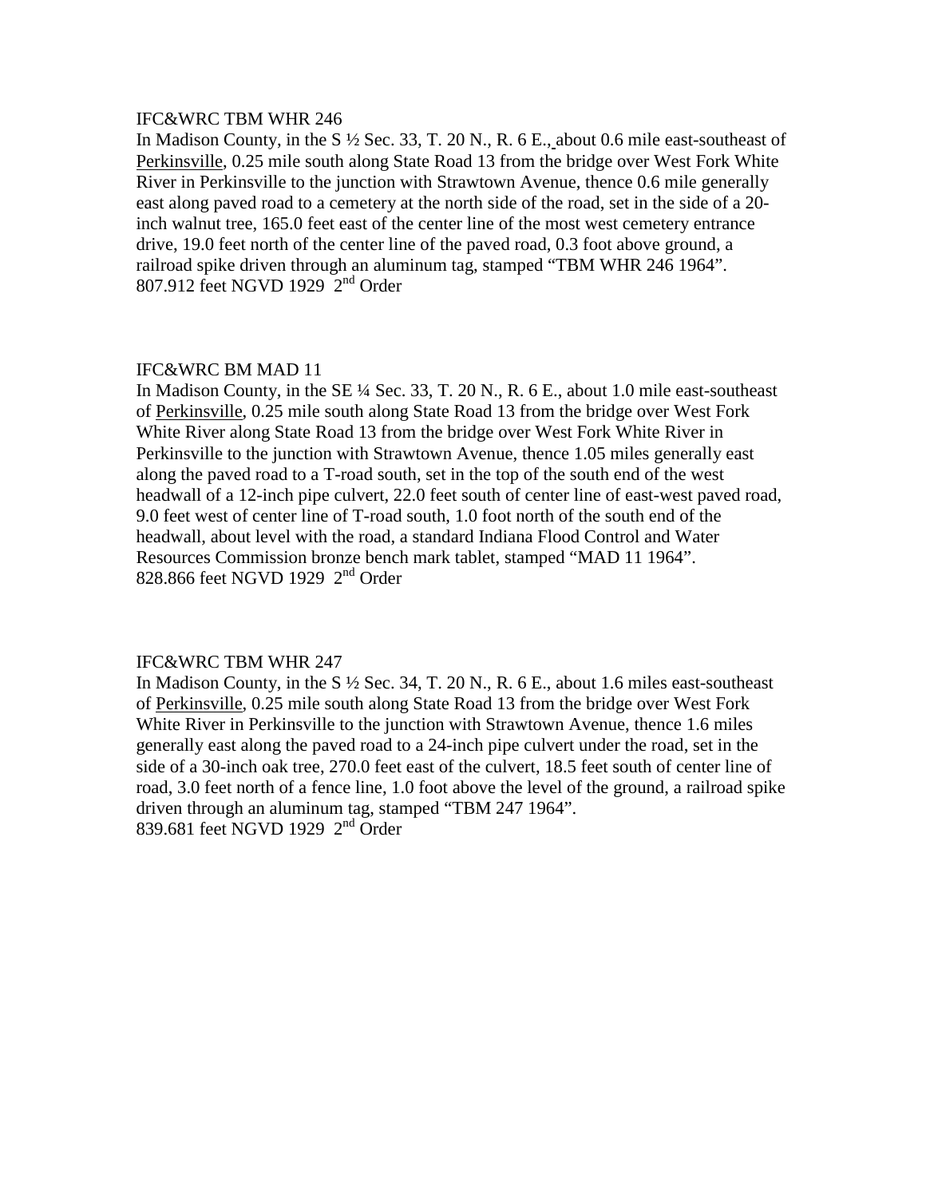IFC&WRC TBM WHR 246

In Madison County, in the S ½ Sec. 33, T. 20 N., R. 6 E., about 0.6 mile east-southeast of Perkinsville, 0.25 mile south along State Road 13 from the bridge over West Fork White River in Perkinsville to the junction with Strawtown Avenue, thence 0.6 mile generally east along paved road to a cemetery at the north side of the road, set in the side of a 20-inch walnut tree, 165.0 feet east of the center line of the most west cemetery entrance drive, 19.0 feet north of the center line of the paved road, 0.3 foot above ground, a railroad spike driven through an aluminum tag, stamped "TBM WHR 246 1964".
807.912 feet NGVD 1929 2nd Order

IFC&WRC BM MAD 11

In Madison County, in the SE ¼ Sec. 33, T. 20 N., R. 6 E., about 1.0 mile east-southeast of Perkinsville, 0.25 mile south along State Road 13 from the bridge over West Fork White River along State Road 13 from the bridge over West Fork White River in Perkinsville to the junction with Strawtown Avenue, thence 1.05 miles generally east along the paved road to a T-road south, set in the top of the south end of the west headwall of a 12-inch pipe culvert, 22.0 feet south of center line of east-west paved road, 9.0 feet west of center line of T-road south, 1.0 foot north of the south end of the headwall, about level with the road, a standard Indiana Flood Control and Water Resources Commission bronze bench mark tablet, stamped "MAD 11 1964".
828.866 feet NGVD 1929 2nd Order

IFC&WRC TBM WHR 247

In Madison County, in the S ½ Sec. 34, T. 20 N., R. 6 E., about 1.6 miles east-southeast of Perkinsville, 0.25 mile south along State Road 13 from the bridge over West Fork White River in Perkinsville to the junction with Strawtown Avenue, thence 1.6 miles generally east along the paved road to a 24-inch pipe culvert under the road, set in the side of a 30-inch oak tree, 270.0 feet east of the culvert, 18.5 feet south of center line of road, 3.0 feet north of a fence line, 1.0 foot above the level of the ground, a railroad spike driven through an aluminum tag, stamped "TBM 247 1964".
839.681 feet NGVD 1929 2nd Order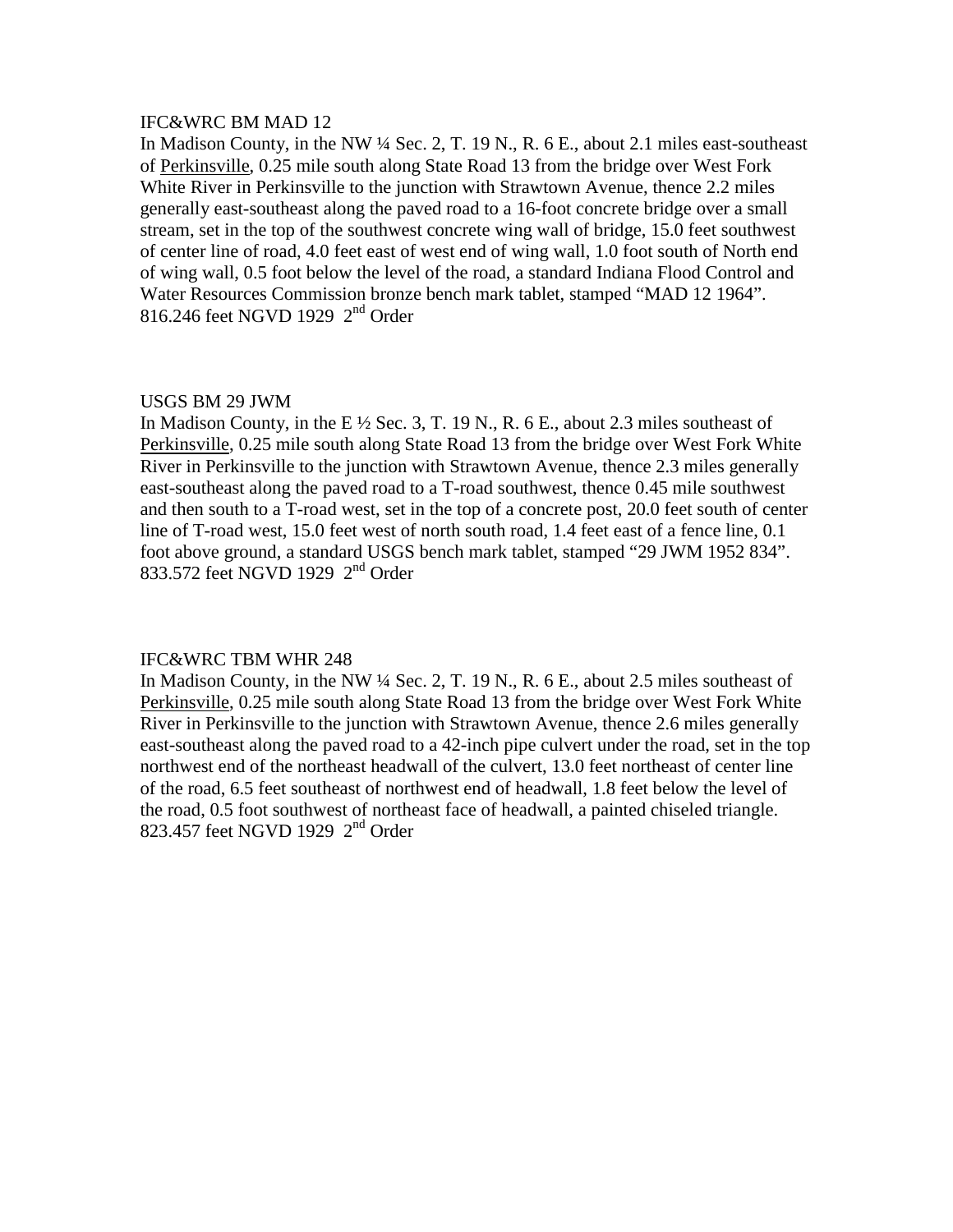IFC&WRC BM MAD 12

In Madison County, in the NW ¼ Sec. 2, T. 19 N., R. 6 E., about 2.1 miles east-southeast of Perkinsville, 0.25 mile south along State Road 13 from the bridge over West Fork White River in Perkinsville to the junction with Strawtown Avenue, thence 2.2 miles generally east-southeast along the paved road to a 16-foot concrete bridge over a small stream, set in the top of the southwest concrete wing wall of bridge, 15.0 feet southwest of center line of road, 4.0 feet east of west end of wing wall, 1.0 foot south of North end of wing wall, 0.5 foot below the level of the road, a standard Indiana Flood Control and Water Resources Commission bronze bench mark tablet, stamped "MAD 12 1964".
816.246 feet NGVD 1929 2nd Order

USGS BM 29 JWM

In Madison County, in the E ½ Sec. 3, T. 19 N., R. 6 E., about 2.3 miles southeast of Perkinsville, 0.25 mile south along State Road 13 from the bridge over West Fork White River in Perkinsville to the junction with Strawtown Avenue, thence 2.3 miles generally east-southeast along the paved road to a T-road southwest, thence 0.45 mile southwest and then south to a T-road west, set in the top of a concrete post, 20.0 feet south of center line of T-road west, 15.0 feet west of north south road, 1.4 feet east of a fence line, 0.1 foot above ground, a standard USGS bench mark tablet, stamped "29 JWM 1952 834".
833.572 feet NGVD 1929 2nd Order

IFC&WRC TBM WHR 248

In Madison County, in the NW ¼ Sec. 2, T. 19 N., R. 6 E., about 2.5 miles southeast of Perkinsville, 0.25 mile south along State Road 13 from the bridge over West Fork White River in Perkinsville to the junction with Strawtown Avenue, thence 2.6 miles generally east-southeast along the paved road to a 42-inch pipe culvert under the road, set in the top northwest end of the northeast headwall of the culvert, 13.0 feet northeast of center line of the road, 6.5 feet southeast of northwest end of headwall, 1.8 feet below the level of the road, 0.5 foot southwest of northeast face of headwall, a painted chiseled triangle.
823.457 feet NGVD 1929 2nd Order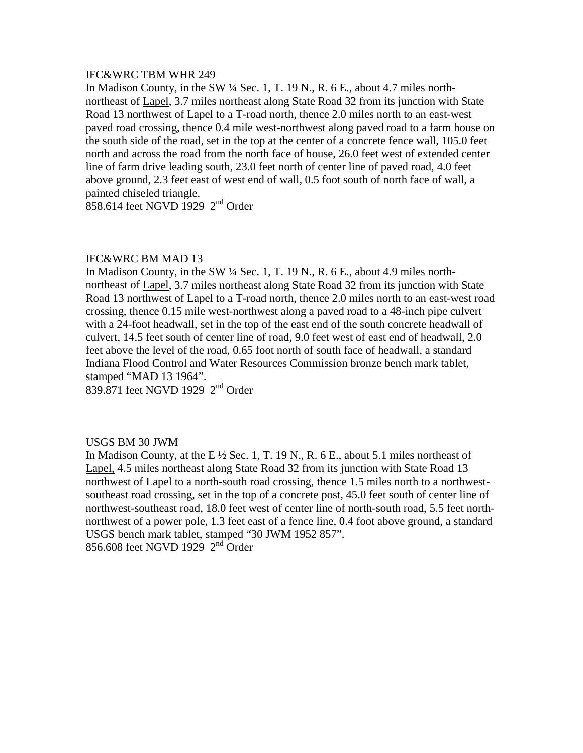IFC&WRC TBM WHR 249

In Madison County, in the SW ¼ Sec. 1, T. 19 N., R. 6 E., about 4.7 miles north-northeast of Lapel, 3.7 miles northeast along State Road 32 from its junction with State Road 13 northwest of Lapel to a T-road north, thence 2.0 miles north to an east-west paved road crossing, thence 0.4 mile west-northwest along paved road to a farm house on the south side of the road, set in the top at the center of a concrete fence wall, 105.0 feet north and across the road from the north face of house, 26.0 feet west of extended center line of farm drive leading south, 23.0 feet north of center line of paved road, 4.0 feet above ground, 2.3 feet east of west end of wall, 0.5 foot south of north face of wall, a painted chiseled triangle.

858.614 feet NGVD 1929 2nd Order

IFC&WRC BM MAD 13

In Madison County, in the SW ¼ Sec. 1, T. 19 N., R. 6 E., about 4.9 miles north-northeast of Lapel, 3.7 miles northeast along State Road 32 from its junction with State Road 13 northwest of Lapel to a T-road north, thence 2.0 miles north to an east-west road crossing, thence 0.15 mile west-northwest along a paved road to a 48-inch pipe culvert with a 24-foot headwall, set in the top of the east end of the south concrete headwall of culvert, 14.5 feet south of center line of road, 9.0 feet west of east end of headwall, 2.0 feet above the level of the road, 0.65 foot north of south face of headwall, a standard Indiana Flood Control and Water Resources Commission bronze bench mark tablet, stamped "MAD 13 1964".

839.871 feet NGVD 1929 2nd Order

USGS BM 30 JWM

In Madison County, at the E ½ Sec. 1, T. 19 N., R. 6 E., about 5.1 miles northeast of Lapel, 4.5 miles northeast along State Road 32 from its junction with State Road 13 northwest of Lapel to a north-south road crossing, thence 1.5 miles north to a northwest-southeast road crossing, set in the top of a concrete post, 45.0 feet south of center line of northwest-southeast road, 18.0 feet west of center line of north-south road, 5.5 feet north-northwest of a power pole, 1.3 feet east of a fence line, 0.4 foot above ground, a standard USGS bench mark tablet, stamped "30 JWM 1952 857".

856.608 feet NGVD 1929 2nd Order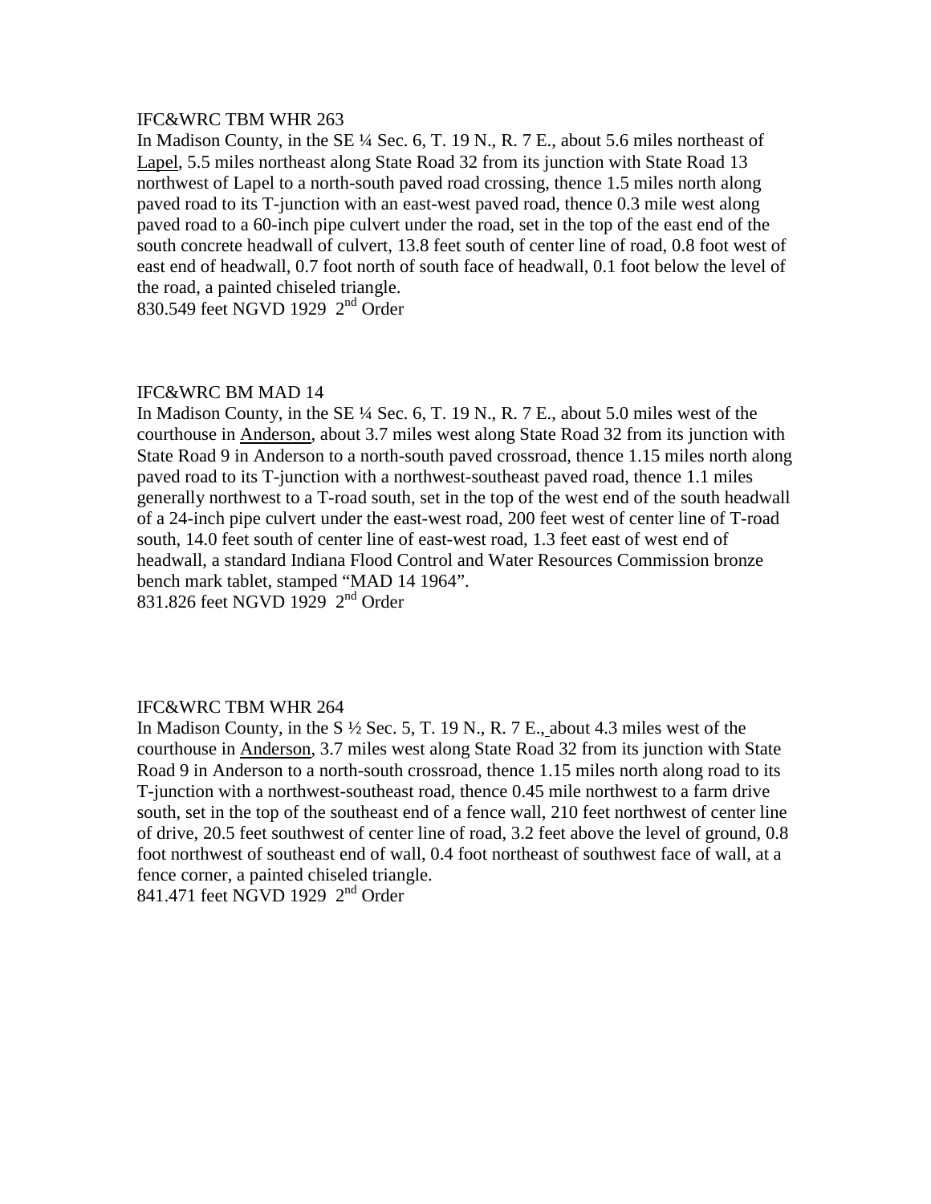IFC&WRC TBM WHR 263

In Madison County, in the SE ¼ Sec. 6, T. 19 N., R. 7 E., about 5.6 miles northeast of Lapel, 5.5 miles northeast along State Road 32 from its junction with State Road 13 northwest of Lapel to a north-south paved road crossing, thence 1.5 miles north along paved road to its T-junction with an east-west paved road, thence 0.3 mile west along paved road to a 60-inch pipe culvert under the road, set in the top of the east end of the south concrete headwall of culvert, 13.8 feet south of center line of road, 0.8 foot west of east end of headwall, 0.7 foot north of south face of headwall, 0.1 foot below the level of the road, a painted chiseled triangle.

830.549 feet NGVD 1929 2nd Order

IFC&WRC BM MAD 14

In Madison County, in the SE ¼ Sec. 6, T. 19 N., R. 7 E., about 5.0 miles west of the courthouse in Anderson, about 3.7 miles west along State Road 32 from its junction with State Road 9 in Anderson to a north-south paved crossroad, thence 1.15 miles north along paved road to its T-junction with a northwest-southeast paved road, thence 1.1 miles generally northwest to a T-road south, set in the top of the west end of the south headwall of a 24-inch pipe culvert under the east-west road, 200 feet west of center line of T-road south, 14.0 feet south of center line of east-west road, 1.3 feet east of west end of headwall, a standard Indiana Flood Control and Water Resources Commission bronze bench mark tablet, stamped "MAD 14 1964".

831.826 feet NGVD 1929 2nd Order

IFC&WRC TBM WHR 264

In Madison County, in the S ½ Sec. 5, T. 19 N., R. 7 E., about 4.3 miles west of the courthouse in Anderson, 3.7 miles west along State Road 32 from its junction with State Road 9 in Anderson to a north-south crossroad, thence 1.15 miles north along road to its T-junction with a northwest-southeast road, thence 0.45 mile northwest to a farm drive south, set in the top of the southeast end of a fence wall, 210 feet northwest of center line of drive, 20.5 feet southwest of center line of road, 3.2 feet above the level of ground, 0.8 foot northwest of southeast end of wall, 0.4 foot northeast of southwest face of wall, at a fence corner, a painted chiseled triangle.

841.471 feet NGVD 1929 2nd Order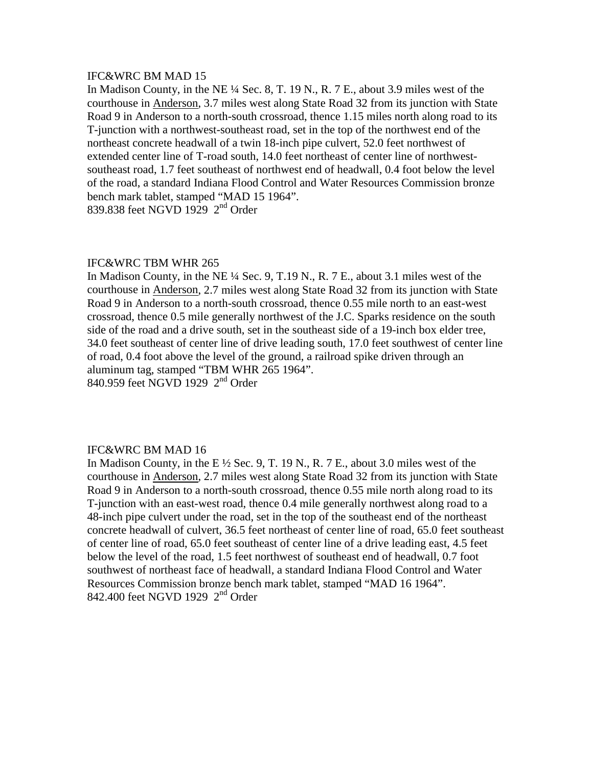IFC&WRC BM MAD 15

In Madison County, in the NE ¼ Sec. 8, T. 19 N., R. 7 E., about 3.9 miles west of the courthouse in Anderson, 3.7 miles west along State Road 32 from its junction with State Road 9 in Anderson to a north-south crossroad, thence 1.15 miles north along road to its T-junction with a northwest-southeast road, set in the top of the northwest end of the northeast concrete headwall of a twin 18-inch pipe culvert, 52.0 feet northwest of extended center line of T-road south, 14.0 feet northeast of center line of northwest-southeast road, 1.7 feet southeast of northwest end of headwall, 0.4 foot below the level of the road, a standard Indiana Flood Control and Water Resources Commission bronze bench mark tablet, stamped "MAD 15 1964".

839.838 feet NGVD 1929 2nd Order

IFC&WRC TBM WHR 265

In Madison County, in the NE ¼ Sec. 9, T.19 N., R. 7 E., about 3.1 miles west of the courthouse in Anderson, 2.7 miles west along State Road 32 from its junction with State Road 9 in Anderson to a north-south crossroad, thence 0.55 mile north to an east-west crossroad, thence 0.5 mile generally northwest of the J.C. Sparks residence on the south side of the road and a drive south, set in the southeast side of a 19-inch box elder tree, 34.0 feet southeast of center line of drive leading south, 17.0 feet southwest of center line of road, 0.4 foot above the level of the ground, a railroad spike driven through an aluminum tag, stamped "TBM WHR 265 1964".

840.959 feet NGVD 1929 2nd Order

IFC&WRC BM MAD 16

In Madison County, in the E ½ Sec. 9, T. 19 N., R. 7 E., about 3.0 miles west of the courthouse in Anderson, 2.7 miles west along State Road 32 from its junction with State Road 9 in Anderson to a north-south crossroad, thence 0.55 mile north along road to its T-junction with an east-west road, thence 0.4 mile generally northwest along road to a 48-inch pipe culvert under the road, set in the top of the southeast end of the northeast concrete headwall of culvert, 36.5 feet northeast of center line of road, 65.0 feet southeast of center line of road, 65.0 feet southeast of center line of a drive leading east, 4.5 feet below the level of the road, 1.5 feet northwest of southeast end of headwall, 0.7 foot southwest of northeast face of headwall, a standard Indiana Flood Control and Water Resources Commission bronze bench mark tablet, stamped "MAD 16 1964".

842.400 feet NGVD 1929 2nd Order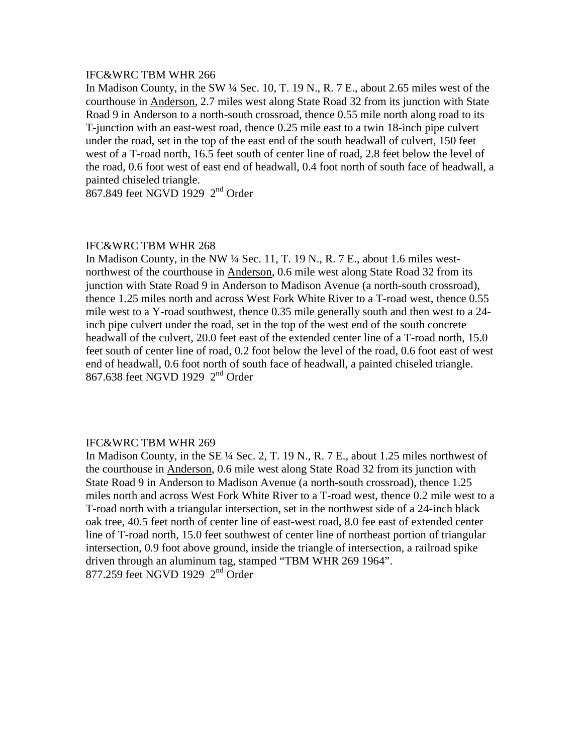IFC&WRC TBM WHR 266

In Madison County, in the SW ¼ Sec. 10, T. 19 N., R. 7 E., about 2.65 miles west of the courthouse in Anderson, 2.7 miles west along State Road 32 from its junction with State Road 9 in Anderson to a north-south crossroad, thence 0.55 mile north along road to its T-junction with an east-west road, thence 0.25 mile east to a twin 18-inch pipe culvert under the road, set in the top of the east end of the south headwall of culvert, 150 feet west of a T-road north, 16.5 feet south of center line of road, 2.8 feet below the level of the road, 0.6 foot west of east end of headwall, 0.4 foot north of south face of headwall, a painted chiseled triangle.

867.849 feet NGVD 1929 2nd Order

IFC&WRC TBM WHR 268

In Madison County, in the NW ¼ Sec. 11, T. 19 N., R. 7 E., about 1.6 miles west-northwest of the courthouse in Anderson, 0.6 mile west along State Road 32 from its junction with State Road 9 in Anderson to Madison Avenue (a north-south crossroad), thence 1.25 miles north and across West Fork White River to a T-road west, thence 0.55 mile west to a Y-road southwest, thence 0.35 mile generally south and then west to a 24-inch pipe culvert under the road, set in the top of the west end of the south concrete headwall of the culvert, 20.0 feet east of the extended center line of a T-road north, 15.0 feet south of center line of road, 0.2 foot below the level of the road, 0.6 foot east of west end of headwall, 0.6 foot north of south face of headwall, a painted chiseled triangle.

867.638 feet NGVD 1929 2nd Order

IFC&WRC TBM WHR 269

In Madison County, in the SE ¼ Sec. 2, T. 19 N., R. 7 E., about 1.25 miles northwest of the courthouse in Anderson, 0.6 mile west along State Road 32 from its junction with State Road 9 in Anderson to Madison Avenue (a north-south crossroad), thence 1.25 miles north and across West Fork White River to a T-road west, thence 0.2 mile west to a T-road north with a triangular intersection, set in the northwest side of a 24-inch black oak tree, 40.5 feet north of center line of east-west road, 8.0 fee east of extended center line of T-road north, 15.0 feet southwest of center line of northeast portion of triangular intersection, 0.9 foot above ground, inside the triangle of intersection, a railroad spike driven through an aluminum tag, stamped "TBM WHR 269 1964".

877.259 feet NGVD 1929 2nd Order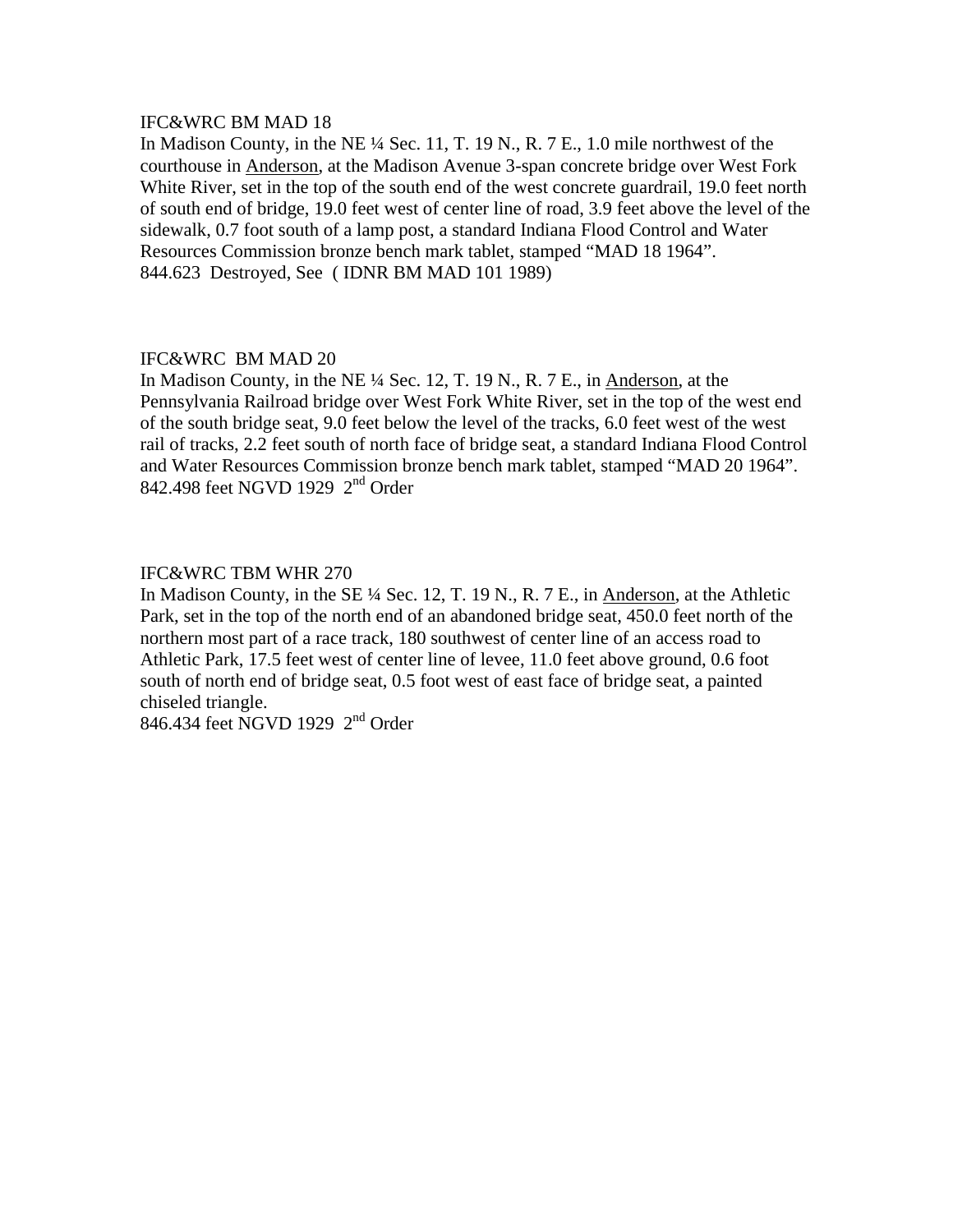IFC&WRC BM MAD 18

In Madison County, in the NE ¼ Sec. 11, T. 19 N., R. 7 E., 1.0 mile northwest of the courthouse in Anderson, at the Madison Avenue 3-span concrete bridge over West Fork White River, set in the top of the south end of the west concrete guardrail, 19.0 feet north of south end of bridge, 19.0 feet west of center line of road, 3.9 feet above the level of the sidewalk, 0.7 foot south of a lamp post, a standard Indiana Flood Control and Water Resources Commission bronze bench mark tablet, stamped "MAD 18 1964".
844.623 Destroyed, See ( IDNR BM MAD 101 1989)

IFC&WRC BM MAD 20

In Madison County, in the NE ¼ Sec. 12, T. 19 N., R. 7 E., in Anderson, at the Pennsylvania Railroad bridge over West Fork White River, set in the top of the west end of the south bridge seat, 9.0 feet below the level of the tracks, 6.0 feet west of the west rail of tracks, 2.2 feet south of north face of bridge seat, a standard Indiana Flood Control and Water Resources Commission bronze bench mark tablet, stamped "MAD 20 1964".
842.498 feet NGVD 1929 2nd Order

IFC&WRC TBM WHR 270

In Madison County, in the SE ¼ Sec. 12, T. 19 N., R. 7 E., in Anderson, at the Athletic Park, set in the top of the north end of an abandoned bridge seat, 450.0 feet north of the northern most part of a race track, 180 southwest of center line of an access road to Athletic Park, 17.5 feet west of center line of levee, 11.0 feet above ground, 0.6 foot south of north end of bridge seat, 0.5 foot west of east face of bridge seat, a painted chiseled triangle.
846.434 feet NGVD 1929 2nd Order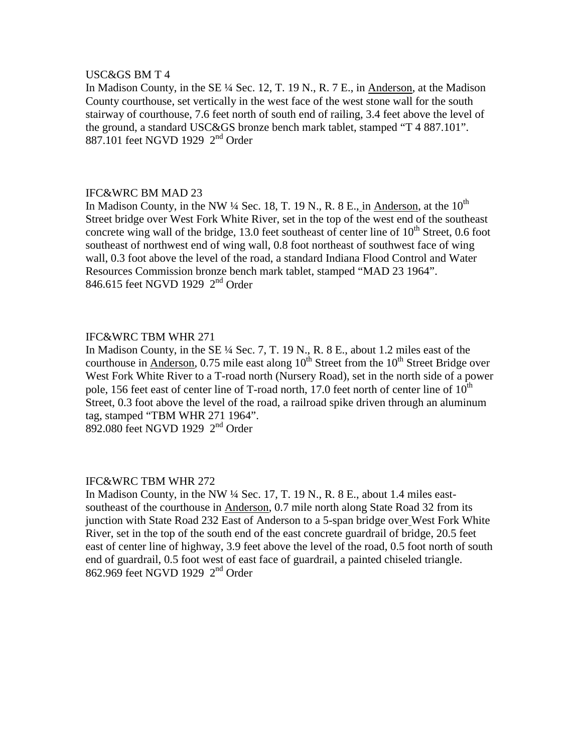USC&GS BM T 4

In Madison County, in the SE ¼ Sec. 12, T. 19 N., R. 7 E., in Anderson, at the Madison County courthouse, set vertically in the west face of the west stone wall for the south stairway of courthouse, 7.6 feet north of south end of railing, 3.4 feet above the level of the ground, a standard USC&GS bronze bench mark tablet, stamped "T 4 887.101".
887.101 feet NGVD 1929 2nd Order

IFC&WRC BM MAD 23

In Madison County, in the NW ¼ Sec. 18, T. 19 N., R. 8 E., in Anderson, at the 10th Street bridge over West Fork White River, set in the top of the west end of the southeast concrete wing wall of the bridge, 13.0 feet southeast of center line of 10th Street, 0.6 foot southeast of northwest end of wing wall, 0.8 foot northeast of southwest face of wing wall, 0.3 foot above the level of the road, a standard Indiana Flood Control and Water Resources Commission bronze bench mark tablet, stamped "MAD 23 1964".
846.615 feet NGVD 1929 2nd Order

IFC&WRC TBM WHR 271

In Madison County, in the SE ¼ Sec. 7, T. 19 N., R. 8 E., about 1.2 miles east of the courthouse in Anderson, 0.75 mile east along 10th Street from the 10th Street Bridge over West Fork White River to a T-road north (Nursery Road), set in the north side of a power pole, 156 feet east of center line of T-road north, 17.0 feet north of center line of 10th Street, 0.3 foot above the level of the road, a railroad spike driven through an aluminum tag, stamped "TBM WHR 271 1964".
892.080 feet NGVD 1929 2nd Order

IFC&WRC TBM WHR 272

In Madison County, in the NW ¼ Sec. 17, T. 19 N., R. 8 E., about 1.4 miles east-southeast of the courthouse in Anderson, 0.7 mile north along State Road 32 from its junction with State Road 232 East of Anderson to a 5-span bridge over West Fork White River, set in the top of the south end of the east concrete guardrail of bridge, 20.5 feet east of center line of highway, 3.9 feet above the level of the road, 0.5 foot north of south end of guardrail, 0.5 foot west of east face of guardrail, a painted chiseled triangle.
862.969 feet NGVD 1929 2nd Order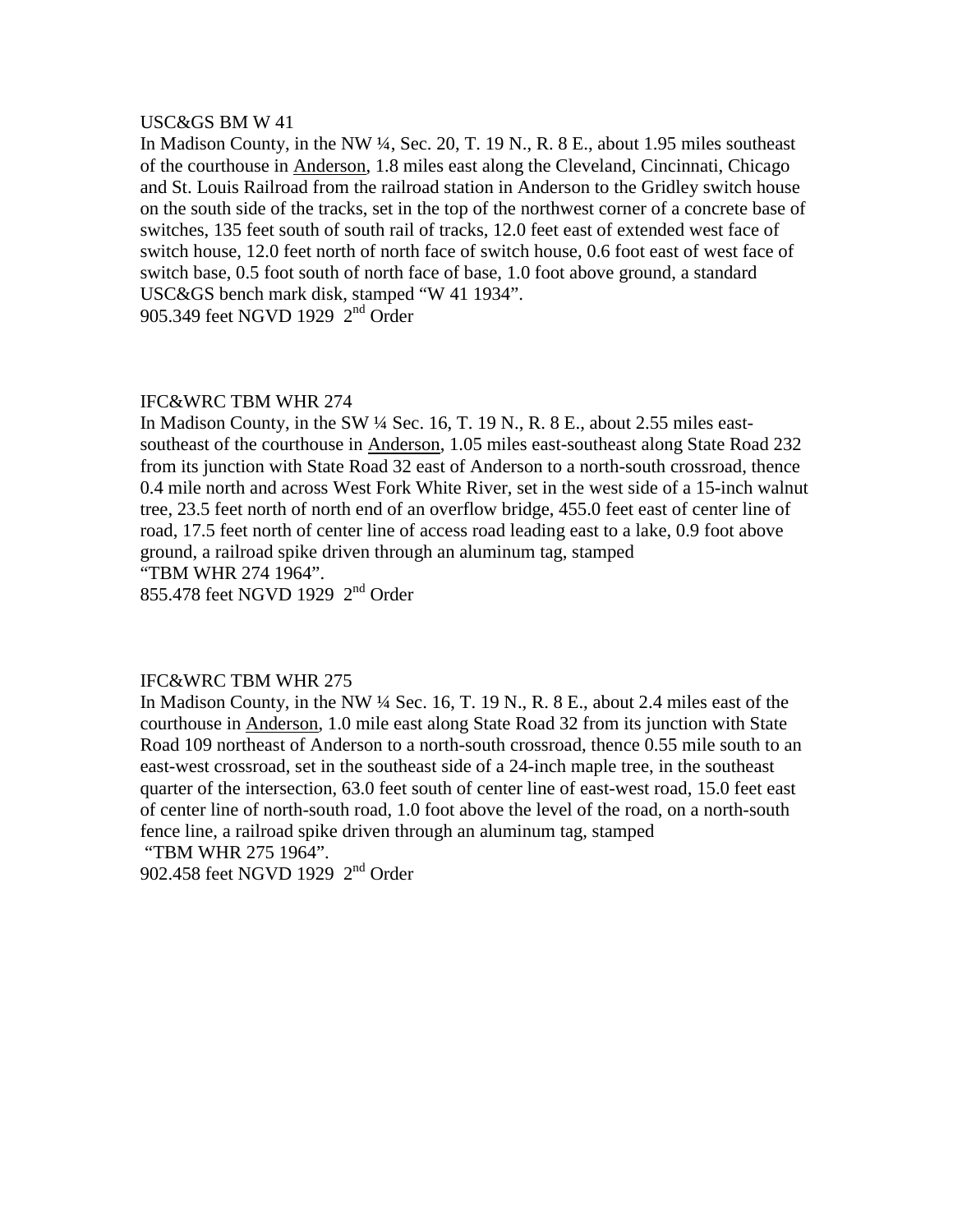USC&GS BM W 41

In Madison County, in the NW ¼, Sec. 20, T. 19 N., R. 8 E., about 1.95 miles southeast of the courthouse in Anderson, 1.8 miles east along the Cleveland, Cincinnati, Chicago and St. Louis Railroad from the railroad station in Anderson to the Gridley switch house on the south side of the tracks, set in the top of the northwest corner of a concrete base of switches, 135 feet south of south rail of tracks, 12.0 feet east of extended west face of switch house, 12.0 feet north of north face of switch house, 0.6 foot east of west face of switch base, 0.5 foot south of north face of base, 1.0 foot above ground, a standard USC&GS bench mark disk, stamped "W 41 1934".

905.349 feet NGVD 1929 2nd Order

IFC&WRC TBM WHR 274

In Madison County, in the SW ¼ Sec. 16, T. 19 N., R. 8 E., about 2.55 miles east-southeast of the courthouse in Anderson, 1.05 miles east-southeast along State Road 232 from its junction with State Road 32 east of Anderson to a north-south crossroad, thence 0.4 mile north and across West Fork White River, set in the west side of a 15-inch walnut tree, 23.5 feet north of north end of an overflow bridge, 455.0 feet east of center line of road, 17.5 feet north of center line of access road leading east to a lake, 0.9 foot above ground, a railroad spike driven through an aluminum tag, stamped "TBM WHR 274 1964".

855.478 feet NGVD 1929 2nd Order

IFC&WRC TBM WHR 275

In Madison County, in the NW ¼ Sec. 16, T. 19 N., R. 8 E., about 2.4 miles east of the courthouse in Anderson, 1.0 mile east along State Road 32 from its junction with State Road 109 northeast of Anderson to a north-south crossroad, thence 0.55 mile south to an east-west crossroad, set in the southeast side of a 24-inch maple tree, in the southeast quarter of the intersection, 63.0 feet south of center line of east-west road, 15.0 feet east of center line of north-south road, 1.0 foot above the level of the road, on a north-south fence line, a railroad spike driven through an aluminum tag, stamped "TBM WHR 275 1964".

902.458 feet NGVD 1929 2nd Order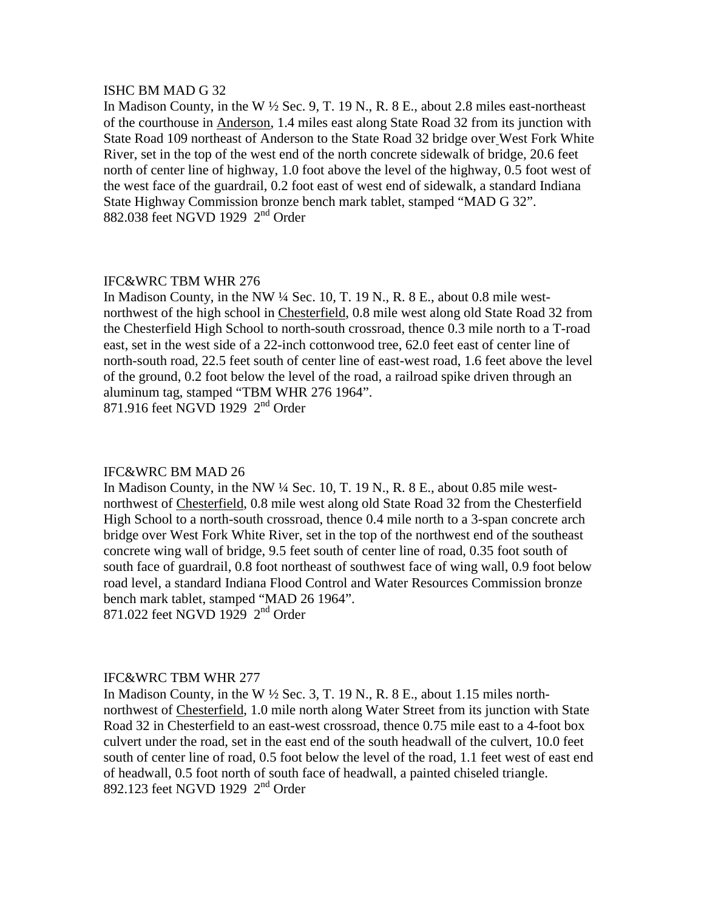ISHC BM MAD G 32

In Madison County, in the W ½ Sec. 9, T. 19 N., R. 8 E., about 2.8 miles east-northeast of the courthouse in Anderson, 1.4 miles east along State Road 32 from its junction with State Road 109 northeast of Anderson to the State Road 32 bridge over West Fork White River, set in the top of the west end of the north concrete sidewalk of bridge, 20.6 feet north of center line of highway, 1.0 foot above the level of the highway, 0.5 foot west of the west face of the guardrail, 0.2 foot east of west end of sidewalk, a standard Indiana State Highway Commission bronze bench mark tablet, stamped "MAD G 32".
882.038 feet NGVD 1929 2nd Order

IFC&WRC TBM WHR 276

In Madison County, in the NW ¼ Sec. 10, T. 19 N., R. 8 E., about 0.8 mile west-northwest of the high school in Chesterfield, 0.8 mile west along old State Road 32 from the Chesterfield High School to north-south crossroad, thence 0.3 mile north to a T-road east, set in the west side of a 22-inch cottonwood tree, 62.0 feet east of center line of north-south road, 22.5 feet south of center line of east-west road, 1.6 feet above the level of the ground, 0.2 foot below the level of the road, a railroad spike driven through an aluminum tag, stamped "TBM WHR 276 1964".
871.916 feet NGVD 1929 2nd Order

IFC&WRC BM MAD 26

In Madison County, in the NW ¼ Sec. 10, T. 19 N., R. 8 E., about 0.85 mile west-northwest of Chesterfield, 0.8 mile west along old State Road 32 from the Chesterfield High School to a north-south crossroad, thence 0.4 mile north to a 3-span concrete arch bridge over West Fork White River, set in the top of the northwest end of the southeast concrete wing wall of bridge, 9.5 feet south of center line of road, 0.35 foot south of south face of guardrail, 0.8 foot northeast of southwest face of wing wall, 0.9 foot below road level, a standard Indiana Flood Control and Water Resources Commission bronze bench mark tablet, stamped "MAD 26 1964".
871.022 feet NGVD 1929 2nd Order

IFC&WRC TBM WHR 277

In Madison County, in the W ½ Sec. 3, T. 19 N., R. 8 E., about 1.15 miles north-northwest of Chesterfield, 1.0 mile north along Water Street from its junction with State Road 32 in Chesterfield to an east-west crossroad, thence 0.75 mile east to a 4-foot box culvert under the road, set in the east end of the south headwall of the culvert, 10.0 feet south of center line of road, 0.5 foot below the level of the road, 1.1 feet west of east end of headwall, 0.5 foot north of south face of headwall, a painted chiseled triangle.
892.123 feet NGVD 1929 2nd Order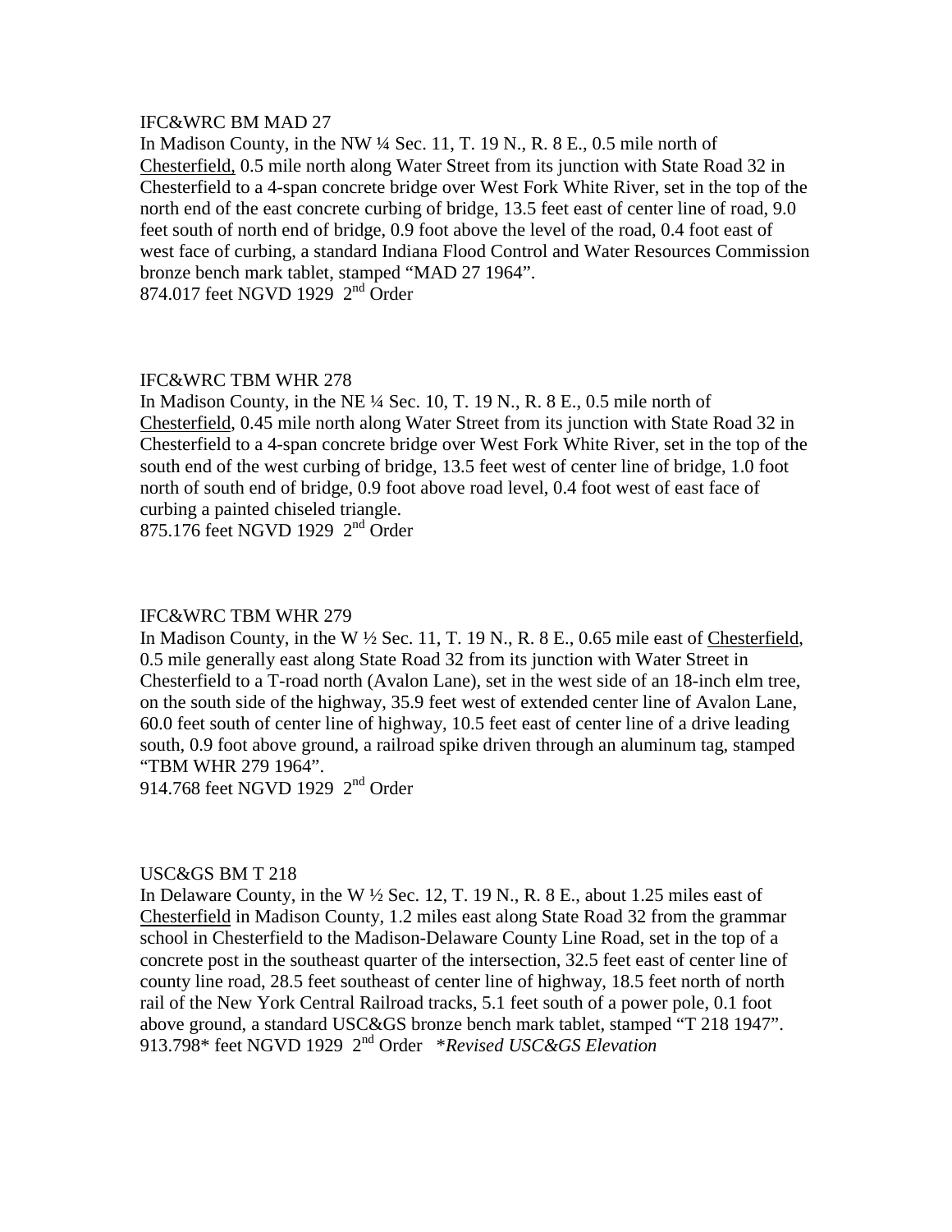IFC&WRC BM MAD 27

In Madison County, in the NW ¼ Sec. 11, T. 19 N., R. 8 E., 0.5 mile north of Chesterfield, 0.5 mile north along Water Street from its junction with State Road 32 in Chesterfield to a 4-span concrete bridge over West Fork White River, set in the top of the north end of the east concrete curbing of bridge, 13.5 feet east of center line of road, 9.0 feet south of north end of bridge, 0.9 foot above the level of the road, 0.4 foot east of west face of curbing, a standard Indiana Flood Control and Water Resources Commission bronze bench mark tablet, stamped "MAD 27 1964".

874.017 feet NGVD 1929 2nd Order

IFC&WRC TBM WHR 278

In Madison County, in the NE ¼ Sec. 10, T. 19 N., R. 8 E., 0.5 mile north of Chesterfield, 0.45 mile north along Water Street from its junction with State Road 32 in Chesterfield to a 4-span concrete bridge over West Fork White River, set in the top of the south end of the west curbing of bridge, 13.5 feet west of center line of bridge, 1.0 foot north of south end of bridge, 0.9 foot above road level, 0.4 foot west of east face of curbing a painted chiseled triangle.

875.176 feet NGVD 1929 2nd Order

IFC&WRC TBM WHR 279

In Madison County, in the W ½ Sec. 11, T. 19 N., R. 8 E., 0.65 mile east of Chesterfield, 0.5 mile generally east along State Road 32 from its junction with Water Street in Chesterfield to a T-road north (Avalon Lane), set in the west side of an 18-inch elm tree, on the south side of the highway, 35.9 feet west of extended center line of Avalon Lane, 60.0 feet south of center line of highway, 10.5 feet east of center line of a drive leading south, 0.9 foot above ground, a railroad spike driven through an aluminum tag, stamped "TBM WHR 279 1964".

914.768 feet NGVD 1929 2nd Order

USC&GS BM T 218

In Delaware County, in the W ½ Sec. 12, T. 19 N., R. 8 E., about 1.25 miles east of Chesterfield in Madison County, 1.2 miles east along State Road 32 from the grammar school in Chesterfield to the Madison-Delaware County Line Road, set in the top of a concrete post in the southeast quarter of the intersection, 32.5 feet east of center line of county line road, 28.5 feet southeast of center line of highway, 18.5 feet north of north rail of the New York Central Railroad tracks, 5.1 feet south of a power pole, 0.1 foot above ground, a standard USC&GS bronze bench mark tablet, stamped "T 218 1947".

913.798* feet NGVD 1929 2nd Order *\*Revised USC&GS Elevation*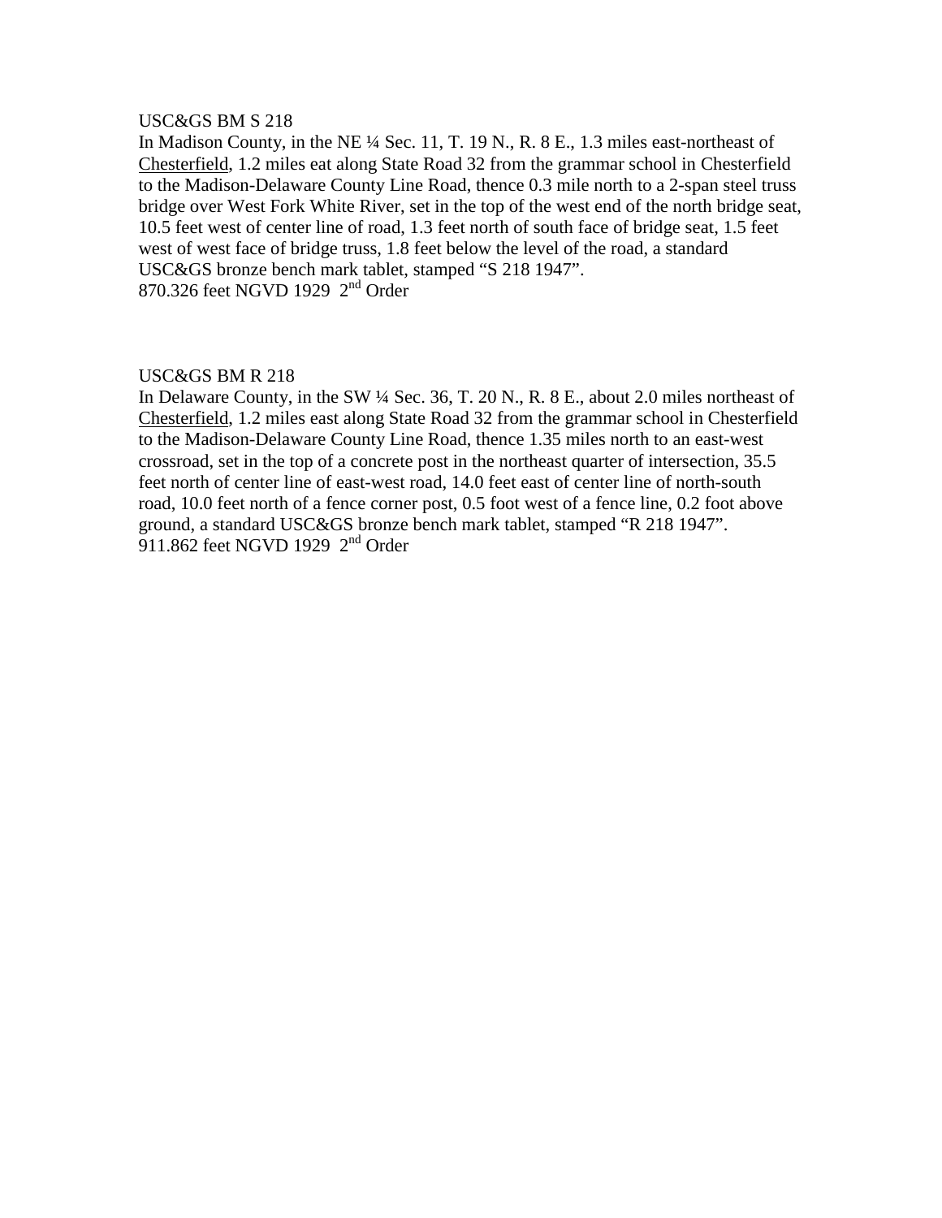USC&GS BM S 218

In Madison County, in the NE ¼ Sec. 11, T. 19 N., R. 8 E., 1.3 miles east-northeast of Chesterfield, 1.2 miles eat along State Road 32 from the grammar school in Chesterfield to the Madison-Delaware County Line Road, thence 0.3 mile north to a 2-span steel truss bridge over West Fork White River, set in the top of the west end of the north bridge seat, 10.5 feet west of center line of road, 1.3 feet north of south face of bridge seat, 1.5 feet west of west face of bridge truss, 1.8 feet below the level of the road, a standard USC&GS bronze bench mark tablet, stamped "S 218 1947".
870.326 feet NGVD 1929 2nd Order

USC&GS BM R 218

In Delaware County, in the SW ¼ Sec. 36, T. 20 N., R. 8 E., about 2.0 miles northeast of Chesterfield, 1.2 miles east along State Road 32 from the grammar school in Chesterfield to the Madison-Delaware County Line Road, thence 1.35 miles north to an east-west crossroad, set in the top of a concrete post in the northeast quarter of intersection, 35.5 feet north of center line of east-west road, 14.0 feet east of center line of north-south road, 10.0 feet north of a fence corner post, 0.5 foot west of a fence line, 0.2 foot above ground, a standard USC&GS bronze bench mark tablet, stamped "R 218 1947".
911.862 feet NGVD 1929 2nd Order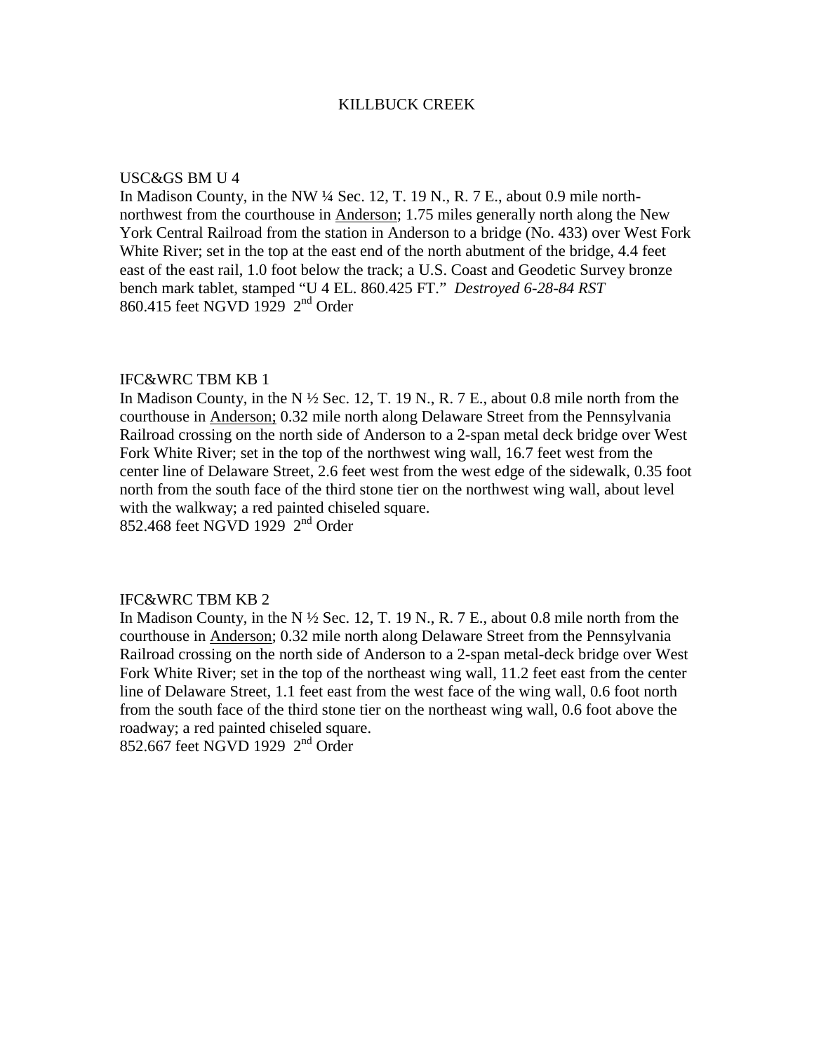# KILLBUCK CREEK

USC&GS BM U 4
In Madison County, in the NW ¼ Sec. 12, T. 19 N., R. 7 E., about 0.9 mile north-northwest from the courthouse in Anderson; 1.75 miles generally north along the New York Central Railroad from the station in Anderson to a bridge (No. 433) over West Fork White River; set in the top at the east end of the north abutment of the bridge, 4.4 feet east of the east rail, 1.0 foot below the track; a U.S. Coast and Geodetic Survey bronze bench mark tablet, stamped "U 4 EL. 860.425 FT." *Destroyed 6-28-84 RST*
860.415 feet NGVD 1929 2nd Order

IFC&WRC TBM KB 1
In Madison County, in the N ½ Sec. 12, T. 19 N., R. 7 E., about 0.8 mile north from the courthouse in Anderson; 0.32 mile north along Delaware Street from the Pennsylvania Railroad crossing on the north side of Anderson to a 2-span metal deck bridge over West Fork White River; set in the top of the northwest wing wall, 16.7 feet west from the center line of Delaware Street, 2.6 feet west from the west edge of the sidewalk, 0.35 foot north from the south face of the third stone tier on the northwest wing wall, about level with the walkway; a red painted chiseled square.
852.468 feet NGVD 1929 2nd Order

IFC&WRC TBM KB 2
In Madison County, in the N ½ Sec. 12, T. 19 N., R. 7 E., about 0.8 mile north from the courthouse in Anderson; 0.32 mile north along Delaware Street from the Pennsylvania Railroad crossing on the north side of Anderson to a 2-span metal-deck bridge over West Fork White River; set in the top of the northeast wing wall, 11.2 feet east from the center line of Delaware Street, 1.1 feet east from the west face of the wing wall, 0.6 foot north from the south face of the third stone tier on the northeast wing wall, 0.6 foot above the roadway; a red painted chiseled square.
852.667 feet NGVD 1929 2nd Order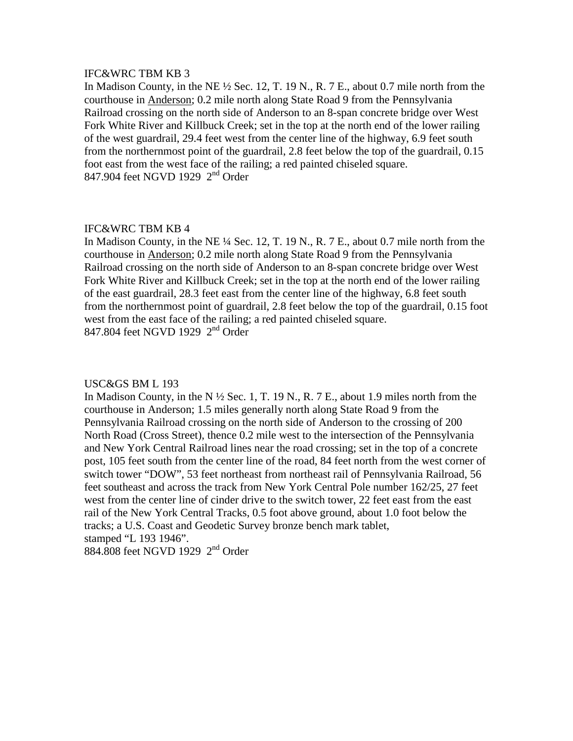IFC&WRC TBM KB 3

In Madison County, in the NE ½ Sec. 12, T. 19 N., R. 7 E., about 0.7 mile north from the courthouse in Anderson; 0.2 mile north along State Road 9 from the Pennsylvania Railroad crossing on the north side of Anderson to an 8-span concrete bridge over West Fork White River and Killbuck Creek; set in the top at the north end of the lower railing of the west guardrail, 29.4 feet west from the center line of the highway, 6.9 feet south from the northernmost point of the guardrail, 2.8 feet below the top of the guardrail, 0.15 foot east from the west face of the railing; a red painted chiseled square.
847.904 feet NGVD 1929 2nd Order

IFC&WRC TBM KB 4

In Madison County, in the NE ¼ Sec. 12, T. 19 N., R. 7 E., about 0.7 mile north from the courthouse in Anderson; 0.2 mile north along State Road 9 from the Pennsylvania Railroad crossing on the north side of Anderson to an 8-span concrete bridge over West Fork White River and Killbuck Creek; set in the top at the north end of the lower railing of the east guardrail, 28.3 feet east from the center line of the highway, 6.8 feet south from the northernmost point of guardrail, 2.8 feet below the top of the guardrail, 0.15 foot west from the east face of the railing; a red painted chiseled square.
847.804 feet NGVD 1929 2nd Order

USC&GS BM L 193

In Madison County, in the N ½ Sec. 1, T. 19 N., R. 7 E., about 1.9 miles north from the courthouse in Anderson; 1.5 miles generally north along State Road 9 from the Pennsylvania Railroad crossing on the north side of Anderson to the crossing of 200 North Road (Cross Street), thence 0.2 mile west to the intersection of the Pennsylvania and New York Central Railroad lines near the road crossing; set in the top of a concrete post, 105 feet south from the center line of the road, 84 feet north from the west corner of switch tower "DOW", 53 feet northeast from northeast rail of Pennsylvania Railroad, 56 feet southeast and across the track from New York Central Pole number 162/25, 27 feet west from the center line of cinder drive to the switch tower, 22 feet east from the east rail of the New York Central Tracks, 0.5 foot above ground, about 1.0 foot below the tracks; a U.S. Coast and Geodetic Survey bronze bench mark tablet, stamped "L 193 1946".
884.808 feet NGVD 1929 2nd Order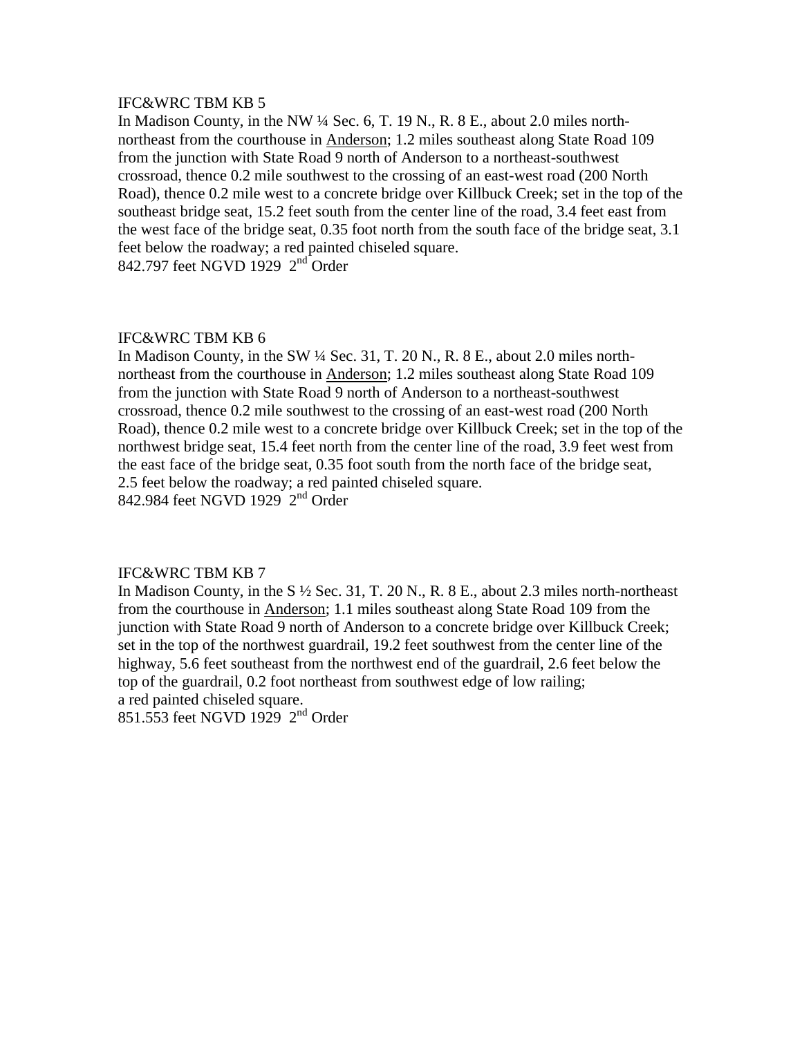IFC&WRC TBM KB 5

In Madison County, in the NW ¼ Sec. 6, T. 19 N., R. 8 E., about 2.0 miles north-northeast from the courthouse in Anderson; 1.2 miles southeast along State Road 109 from the junction with State Road 9 north of Anderson to a northeast-southwest crossroad, thence 0.2 mile southwest to the crossing of an east-west road (200 North Road), thence 0.2 mile west to a concrete bridge over Killbuck Creek; set in the top of the southeast bridge seat, 15.2 feet south from the center line of the road, 3.4 feet east from the west face of the bridge seat, 0.35 foot north from the south face of the bridge seat, 3.1 feet below the roadway; a red painted chiseled square.

842.797 feet NGVD 1929 2nd Order

IFC&WRC TBM KB 6

In Madison County, in the SW ¼ Sec. 31, T. 20 N., R. 8 E., about 2.0 miles north-northeast from the courthouse in Anderson; 1.2 miles southeast along State Road 109 from the junction with State Road 9 north of Anderson to a northeast-southwest crossroad, thence 0.2 mile southwest to the crossing of an east-west road (200 North Road), thence 0.2 mile west to a concrete bridge over Killbuck Creek; set in the top of the northwest bridge seat, 15.4 feet north from the center line of the road, 3.9 feet west from the east face of the bridge seat, 0.35 foot south from the north face of the bridge seat, 2.5 feet below the roadway; a red painted chiseled square.

842.984 feet NGVD 1929 2nd Order

IFC&WRC TBM KB 7

In Madison County, in the S ½ Sec. 31, T. 20 N., R. 8 E., about 2.3 miles north-northeast from the courthouse in Anderson; 1.1 miles southeast along State Road 109 from the junction with State Road 9 north of Anderson to a concrete bridge over Killbuck Creek; set in the top of the northwest guardrail, 19.2 feet southwest from the center line of the highway, 5.6 feet southeast from the northwest end of the guardrail, 2.6 feet below the top of the guardrail, 0.2 foot northeast from southwest edge of low railing; a red painted chiseled square.

851.553 feet NGVD 1929 2nd Order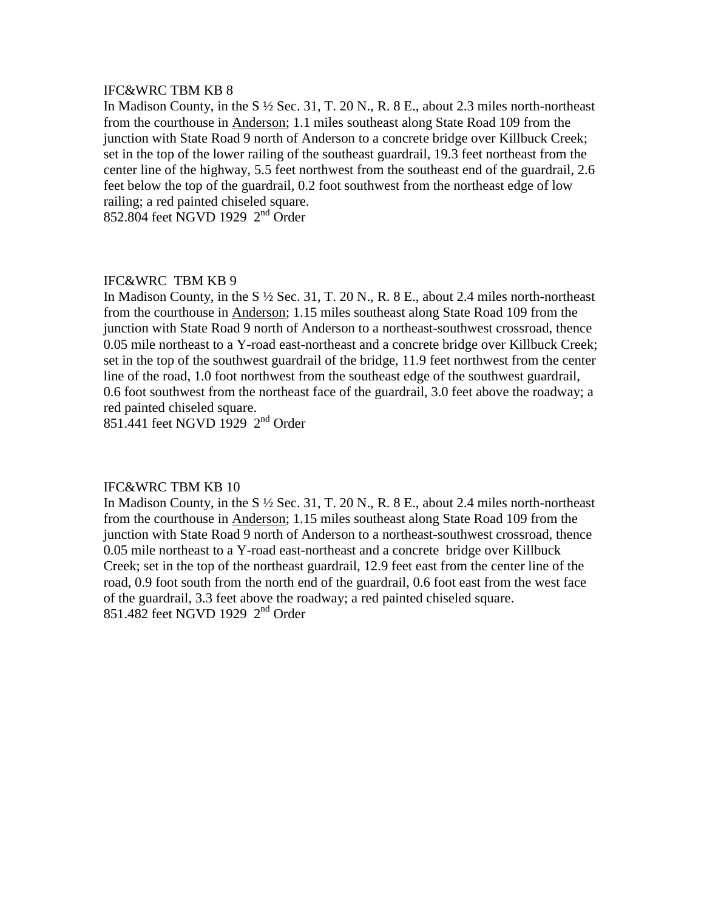IFC&WRC TBM KB 8

In Madison County, in the S ½ Sec. 31, T. 20 N., R. 8 E., about 2.3 miles north-northeast from the courthouse in Anderson; 1.1 miles southeast along State Road 109 from the junction with State Road 9 north of Anderson to a concrete bridge over Killbuck Creek; set in the top of the lower railing of the southeast guardrail, 19.3 feet northeast from the center line of the highway, 5.5 feet northwest from the southeast end of the guardrail, 2.6 feet below the top of the guardrail, 0.2 foot southwest from the northeast edge of low railing; a red painted chiseled square.

852.804 feet NGVD 1929 2nd Order

IFC&WRC TBM KB 9

In Madison County, in the S ½ Sec. 31, T. 20 N., R. 8 E., about 2.4 miles north-northeast from the courthouse in Anderson; 1.15 miles southeast along State Road 109 from the junction with State Road 9 north of Anderson to a northeast-southwest crossroad, thence 0.05 mile northeast to a Y-road east-northeast and a concrete bridge over Killbuck Creek; set in the top of the southwest guardrail of the bridge, 11.9 feet northwest from the center line of the road, 1.0 foot northwest from the southeast edge of the southwest guardrail, 0.6 foot southwest from the northeast face of the guardrail, 3.0 feet above the roadway; a red painted chiseled square.

851.441 feet NGVD 1929 2nd Order

IFC&WRC TBM KB 10

In Madison County, in the S ½ Sec. 31, T. 20 N., R. 8 E., about 2.4 miles north-northeast from the courthouse in Anderson; 1.15 miles southeast along State Road 109 from the junction with State Road 9 north of Anderson to a northeast-southwest crossroad, thence 0.05 mile northeast to a Y-road east-northeast and a concrete bridge over Killbuck Creek; set in the top of the northeast guardrail, 12.9 feet east from the center line of the road, 0.9 foot south from the north end of the guardrail, 0.6 foot east from the west face of the guardrail, 3.3 feet above the roadway; a red painted chiseled square.

851.482 feet NGVD 1929 2nd Order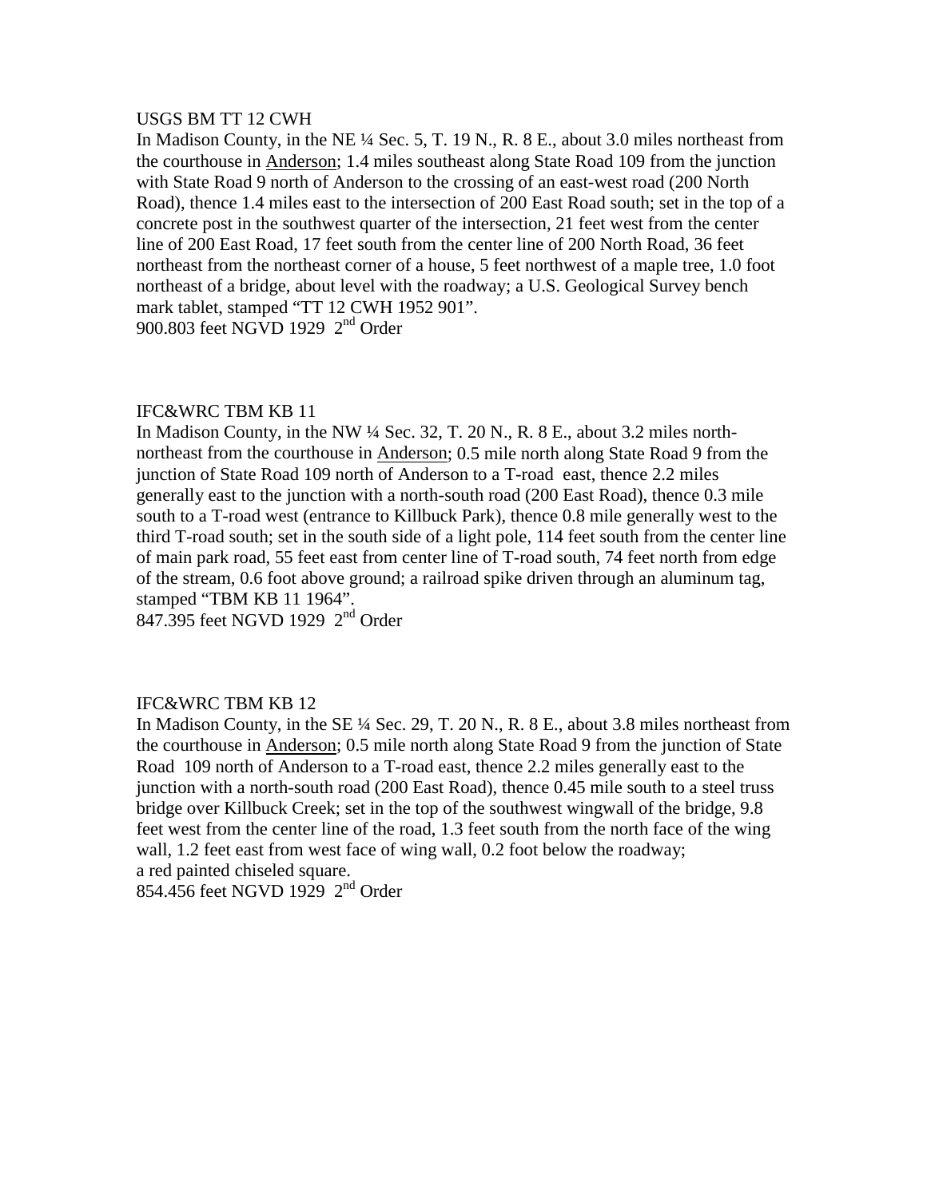USGS BM TT 12 CWH

In Madison County, in the NE ¼ Sec. 5, T. 19 N., R. 8 E., about 3.0 miles northeast from the courthouse in Anderson; 1.4 miles southeast along State Road 109 from the junction with State Road 9 north of Anderson to the crossing of an east-west road (200 North Road), thence 1.4 miles east to the intersection of 200 East Road south; set in the top of a concrete post in the southwest quarter of the intersection, 21 feet west from the center line of 200 East Road, 17 feet south from the center line of 200 North Road, 36 feet northeast from the northeast corner of a house, 5 feet northwest of a maple tree, 1.0 foot northeast of a bridge, about level with the roadway; a U.S. Geological Survey bench mark tablet, stamped "TT 12 CWH 1952 901".
900.803 feet NGVD 1929 2nd Order

IFC&WRC TBM KB 11

In Madison County, in the NW ¼ Sec. 32, T. 20 N., R. 8 E., about 3.2 miles north-northeast from the courthouse in Anderson; 0.5 mile north along State Road 9 from the junction of State Road 109 north of Anderson to a T-road east, thence 2.2 miles generally east to the junction with a north-south road (200 East Road), thence 0.3 mile south to a T-road west (entrance to Killbuck Park), thence 0.8 mile generally west to the third T-road south; set in the south side of a light pole, 114 feet south from the center line of main park road, 55 feet east from center line of T-road south, 74 feet north from edge of the stream, 0.6 foot above ground; a railroad spike driven through an aluminum tag, stamped "TBM KB 11 1964".
847.395 feet NGVD 1929 2nd Order

IFC&WRC TBM KB 12

In Madison County, in the SE ¼ Sec. 29, T. 20 N., R. 8 E., about 3.8 miles northeast from the courthouse in Anderson; 0.5 mile north along State Road 9 from the junction of State Road 109 north of Anderson to a T-road east, thence 2.2 miles generally east to the junction with a north-south road (200 East Road), thence 0.45 mile south to a steel truss bridge over Killbuck Creek; set in the top of the southwest wingwall of the bridge, 9.8 feet west from the center line of the road, 1.3 feet south from the north face of the wing wall, 1.2 feet east from west face of wing wall, 0.2 foot below the roadway; a red painted chiseled square.
854.456 feet NGVD 1929 2nd Order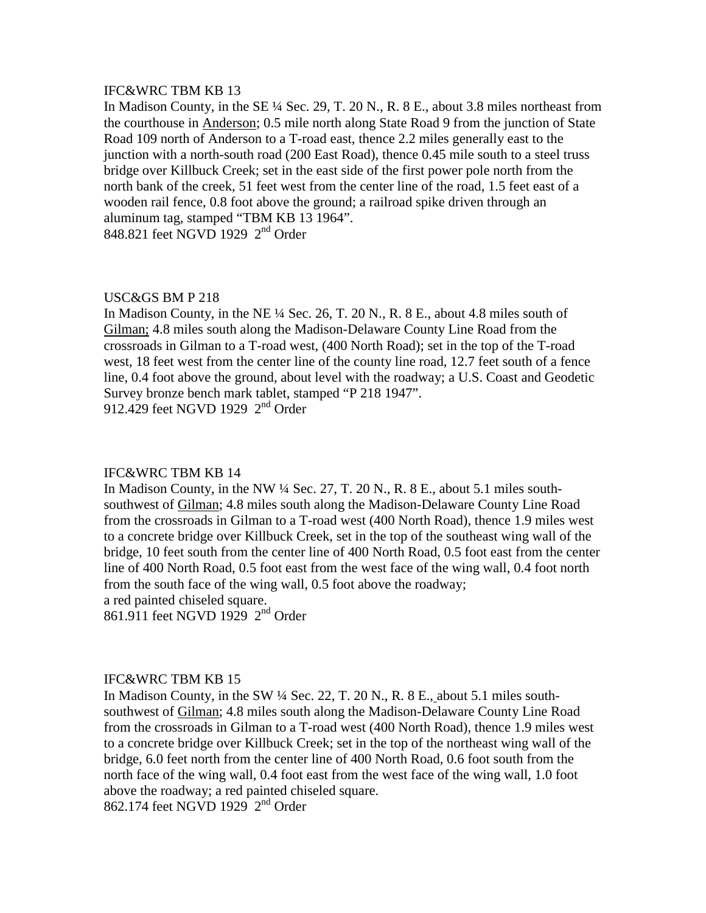IFC&WRC TBM KB 13

In Madison County, in the SE ¼ Sec. 29, T. 20 N., R. 8 E., about 3.8 miles northeast from the courthouse in Anderson; 0.5 mile north along State Road 9 from the junction of State Road 109 north of Anderson to a T-road east, thence 2.2 miles generally east to the junction with a north-south road (200 East Road), thence 0.45 mile south to a steel truss bridge over Killbuck Creek; set in the east side of the first power pole north from the north bank of the creek, 51 feet west from the center line of the road, 1.5 feet east of a wooden rail fence, 0.8 foot above the ground; a railroad spike driven through an aluminum tag, stamped "TBM KB 13 1964".

848.821 feet NGVD 1929  2nd Order

USC&GS BM P 218

In Madison County, in the NE ¼ Sec. 26, T. 20 N., R. 8 E., about 4.8 miles south of Gilman; 4.8 miles south along the Madison-Delaware County Line Road from the crossroads in Gilman to a T-road west, (400 North Road); set in the top of the T-road west, 18 feet west from the center line of the county line road, 12.7 feet south of a fence line, 0.4 foot above the ground, about level with the roadway; a U.S. Coast and Geodetic Survey bronze bench mark tablet, stamped "P 218 1947".

912.429 feet NGVD 1929  2nd Order

IFC&WRC TBM KB 14

In Madison County, in the NW ¼ Sec. 27, T. 20 N., R. 8 E., about 5.1 miles south-southwest of Gilman; 4.8 miles south along the Madison-Delaware County Line Road from the crossroads in Gilman to a T-road west (400 North Road), thence 1.9 miles west to a concrete bridge over Killbuck Creek, set in the top of the southeast wing wall of the bridge, 10 feet south from the center line of 400 North Road, 0.5 foot east from the center line of 400 North Road, 0.5 foot east from the west face of the wing wall, 0.4 foot north from the south face of the wing wall, 0.5 foot above the roadway;
a red painted chiseled square.

861.911 feet NGVD 1929  2nd Order

IFC&WRC TBM KB 15

In Madison County, in the SW ¼ Sec. 22, T. 20 N., R. 8 E., about 5.1 miles south-southwest of Gilman; 4.8 miles south along the Madison-Delaware County Line Road from the crossroads in Gilman to a T-road west (400 North Road), thence 1.9 miles west to a concrete bridge over Killbuck Creek; set in the top of the northeast wing wall of the bridge, 6.0 feet north from the center line of 400 North Road, 0.6 foot south from the north face of the wing wall, 0.4 foot east from the west face of the wing wall, 1.0 foot above the roadway; a red painted chiseled square.

862.174 feet NGVD 1929  2nd Order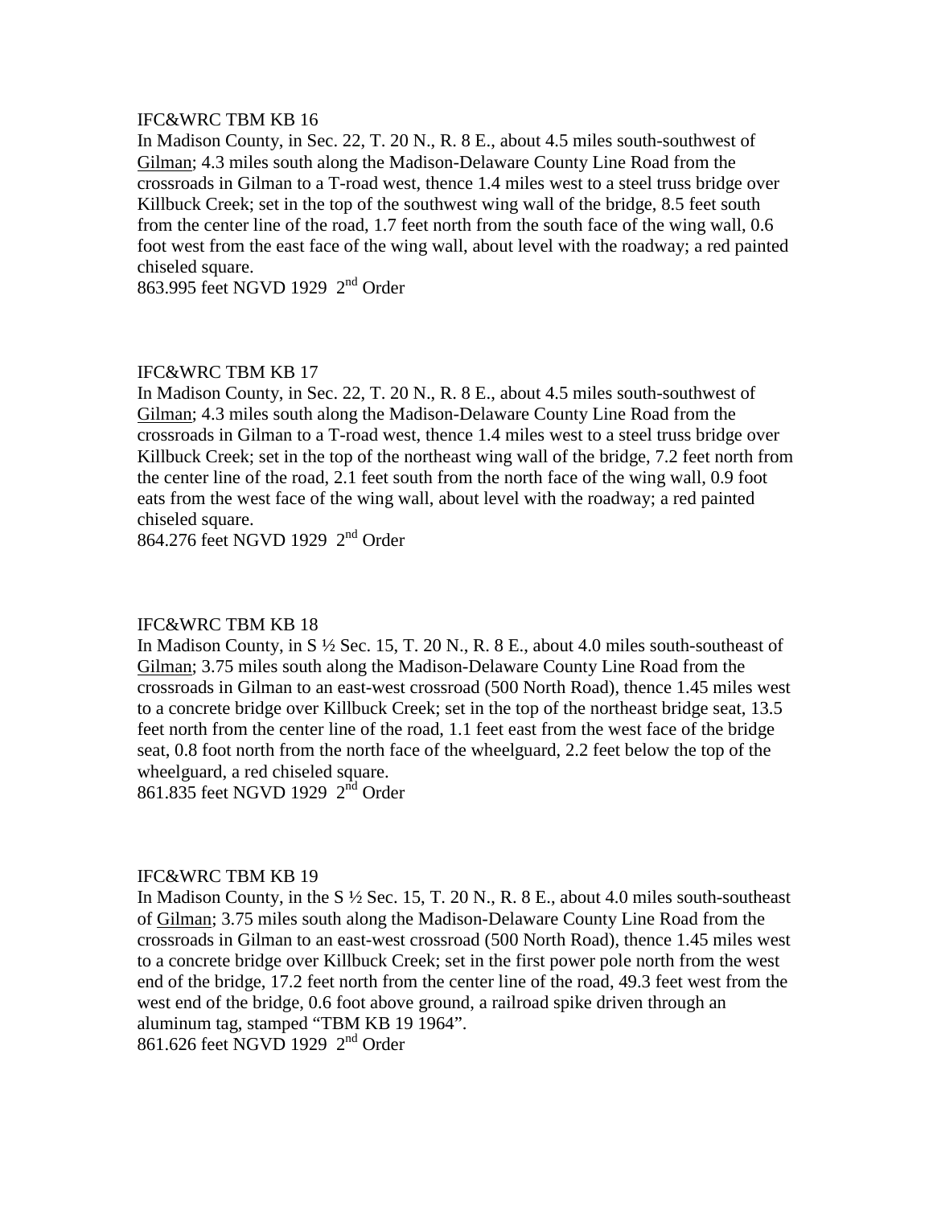IFC&WRC TBM KB 16

In Madison County, in Sec. 22, T. 20 N., R. 8 E., about 4.5 miles south-southwest of Gilman; 4.3 miles south along the Madison-Delaware County Line Road from the crossroads in Gilman to a T-road west, thence 1.4 miles west to a steel truss bridge over Killbuck Creek; set in the top of the southwest wing wall of the bridge, 8.5 feet south from the center line of the road, 1.7 feet north from the south face of the wing wall, 0.6 foot west from the east face of the wing wall, about level with the roadway; a red painted chiseled square.

863.995 feet NGVD 1929 2nd Order

IFC&WRC TBM KB 17

In Madison County, in Sec. 22, T. 20 N., R. 8 E., about 4.5 miles south-southwest of Gilman; 4.3 miles south along the Madison-Delaware County Line Road from the crossroads in Gilman to a T-road west, thence 1.4 miles west to a steel truss bridge over Killbuck Creek; set in the top of the northeast wing wall of the bridge, 7.2 feet north from the center line of the road, 2.1 feet south from the north face of the wing wall, 0.9 foot eats from the west face of the wing wall, about level with the roadway; a red painted chiseled square.

864.276 feet NGVD 1929 2nd Order

IFC&WRC TBM KB 18

In Madison County, in S ½ Sec. 15, T. 20 N., R. 8 E., about 4.0 miles south-southeast of Gilman; 3.75 miles south along the Madison-Delaware County Line Road from the crossroads in Gilman to an east-west crossroad (500 North Road), thence 1.45 miles west to a concrete bridge over Killbuck Creek; set in the top of the northeast bridge seat, 13.5 feet north from the center line of the road, 1.1 feet east from the west face of the bridge seat, 0.8 foot north from the north face of the wheelguard, 2.2 feet below the top of the wheelguard, a red chiseled square.

861.835 feet NGVD 1929 2nd Order

IFC&WRC TBM KB 19

In Madison County, in the S ½ Sec. 15, T. 20 N., R. 8 E., about 4.0 miles south-southeast of Gilman; 3.75 miles south along the Madison-Delaware County Line Road from the crossroads in Gilman to an east-west crossroad (500 North Road), thence 1.45 miles west to a concrete bridge over Killbuck Creek; set in the first power pole north from the west end of the bridge, 17.2 feet north from the center line of the road, 49.3 feet west from the west end of the bridge, 0.6 foot above ground, a railroad spike driven through an aluminum tag, stamped "TBM KB 19 1964".

861.626 feet NGVD 1929 2nd Order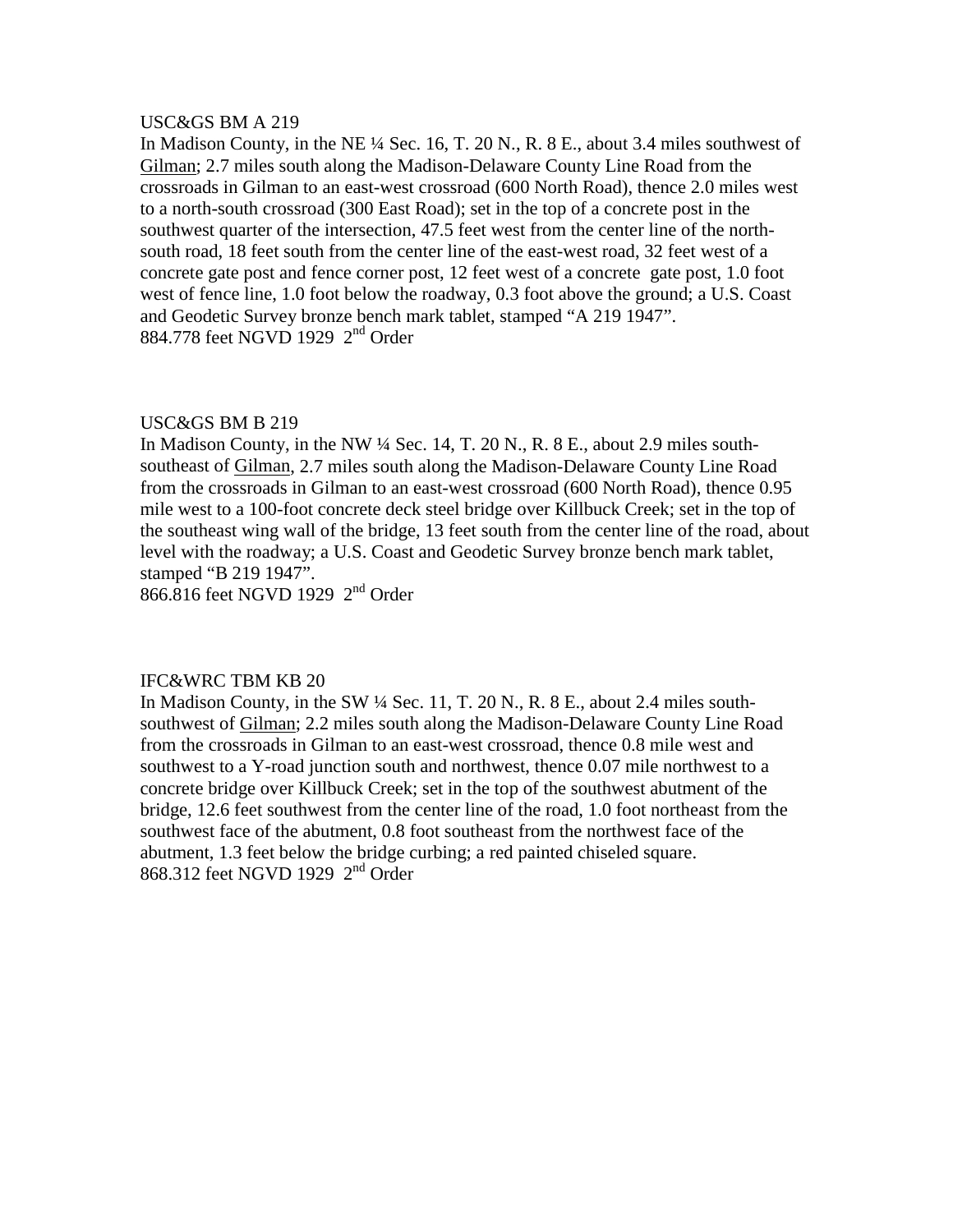USC&GS BM A 219

In Madison County, in the NE ¼ Sec. 16, T. 20 N., R. 8 E., about 3.4 miles southwest of Gilman; 2.7 miles south along the Madison-Delaware County Line Road from the crossroads in Gilman to an east-west crossroad (600 North Road), thence 2.0 miles west to a north-south crossroad (300 East Road); set in the top of a concrete post in the southwest quarter of the intersection, 47.5 feet west from the center line of the north-south road, 18 feet south from the center line of the east-west road, 32 feet west of a concrete gate post and fence corner post, 12 feet west of a concrete gate post, 1.0 foot west of fence line, 1.0 foot below the roadway, 0.3 foot above the ground; a U.S. Coast and Geodetic Survey bronze bench mark tablet, stamped "A 219 1947".

884.778 feet NGVD 1929 2nd Order

USC&GS BM B 219

In Madison County, in the NW ¼ Sec. 14, T. 20 N., R. 8 E., about 2.9 miles south-southeast of Gilman, 2.7 miles south along the Madison-Delaware County Line Road from the crossroads in Gilman to an east-west crossroad (600 North Road), thence 0.95 mile west to a 100-foot concrete deck steel bridge over Killbuck Creek; set in the top of the southeast wing wall of the bridge, 13 feet south from the center line of the road, about level with the roadway; a U.S. Coast and Geodetic Survey bronze bench mark tablet, stamped "B 219 1947".

866.816 feet NGVD 1929 2nd Order

IFC&WRC TBM KB 20

In Madison County, in the SW ¼ Sec. 11, T. 20 N., R. 8 E., about 2.4 miles south-southwest of Gilman; 2.2 miles south along the Madison-Delaware County Line Road from the crossroads in Gilman to an east-west crossroad, thence 0.8 mile west and southwest to a Y-road junction south and northwest, thence 0.07 mile northwest to a concrete bridge over Killbuck Creek; set in the top of the southwest abutment of the bridge, 12.6 feet southwest from the center line of the road, 1.0 foot northeast from the southwest face of the abutment, 0.8 foot southeast from the northwest face of the abutment, 1.3 feet below the bridge curbing; a red painted chiseled square.

868.312 feet NGVD 1929 2nd Order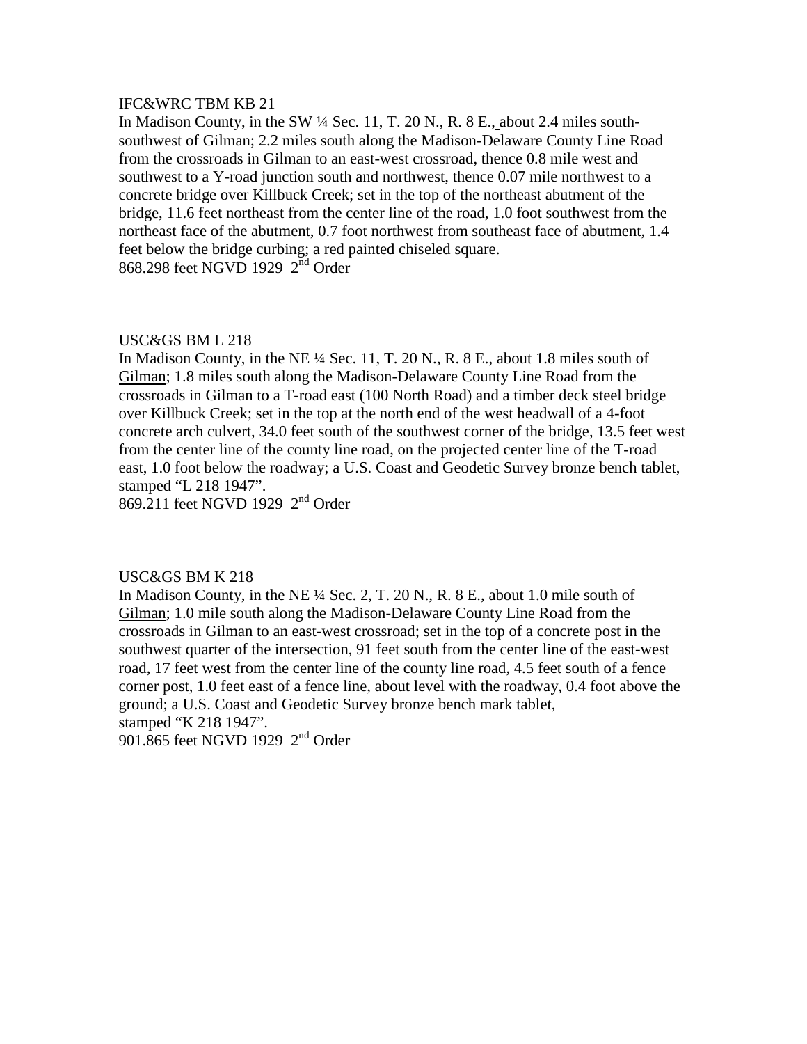IFC&WRC TBM KB 21

In Madison County, in the SW ¼ Sec. 11, T. 20 N., R. 8 E., about 2.4 miles south-southwest of Gilman; 2.2 miles south along the Madison-Delaware County Line Road from the crossroads in Gilman to an east-west crossroad, thence 0.8 mile west and southwest to a Y-road junction south and northwest, thence 0.07 mile northwest to a concrete bridge over Killbuck Creek; set in the top of the northeast abutment of the bridge, 11.6 feet northeast from the center line of the road, 1.0 foot southwest from the northeast face of the abutment, 0.7 foot northwest from southeast face of abutment, 1.4 feet below the bridge curbing; a red painted chiseled square.

868.298 feet NGVD 1929 2nd Order

USC&GS BM L 218

In Madison County, in the NE ¼ Sec. 11, T. 20 N., R. 8 E., about 1.8 miles south of Gilman; 1.8 miles south along the Madison-Delaware County Line Road from the crossroads in Gilman to a T-road east (100 North Road) and a timber deck steel bridge over Killbuck Creek; set in the top at the north end of the west headwall of a 4-foot concrete arch culvert, 34.0 feet south of the southwest corner of the bridge, 13.5 feet west from the center line of the county line road, on the projected center line of the T-road east, 1.0 foot below the roadway; a U.S. Coast and Geodetic Survey bronze bench tablet, stamped "L 218 1947".

869.211 feet NGVD 1929 2nd Order

USC&GS BM K 218

In Madison County, in the NE ¼ Sec. 2, T. 20 N., R. 8 E., about 1.0 mile south of Gilman; 1.0 mile south along the Madison-Delaware County Line Road from the crossroads in Gilman to an east-west crossroad; set in the top of a concrete post in the southwest quarter of the intersection, 91 feet south from the center line of the east-west road, 17 feet west from the center line of the county line road, 4.5 feet south of a fence corner post, 1.0 feet east of a fence line, about level with the roadway, 0.4 foot above the ground; a U.S. Coast and Geodetic Survey bronze bench mark tablet, stamped "K 218 1947".

901.865 feet NGVD 1929 2nd Order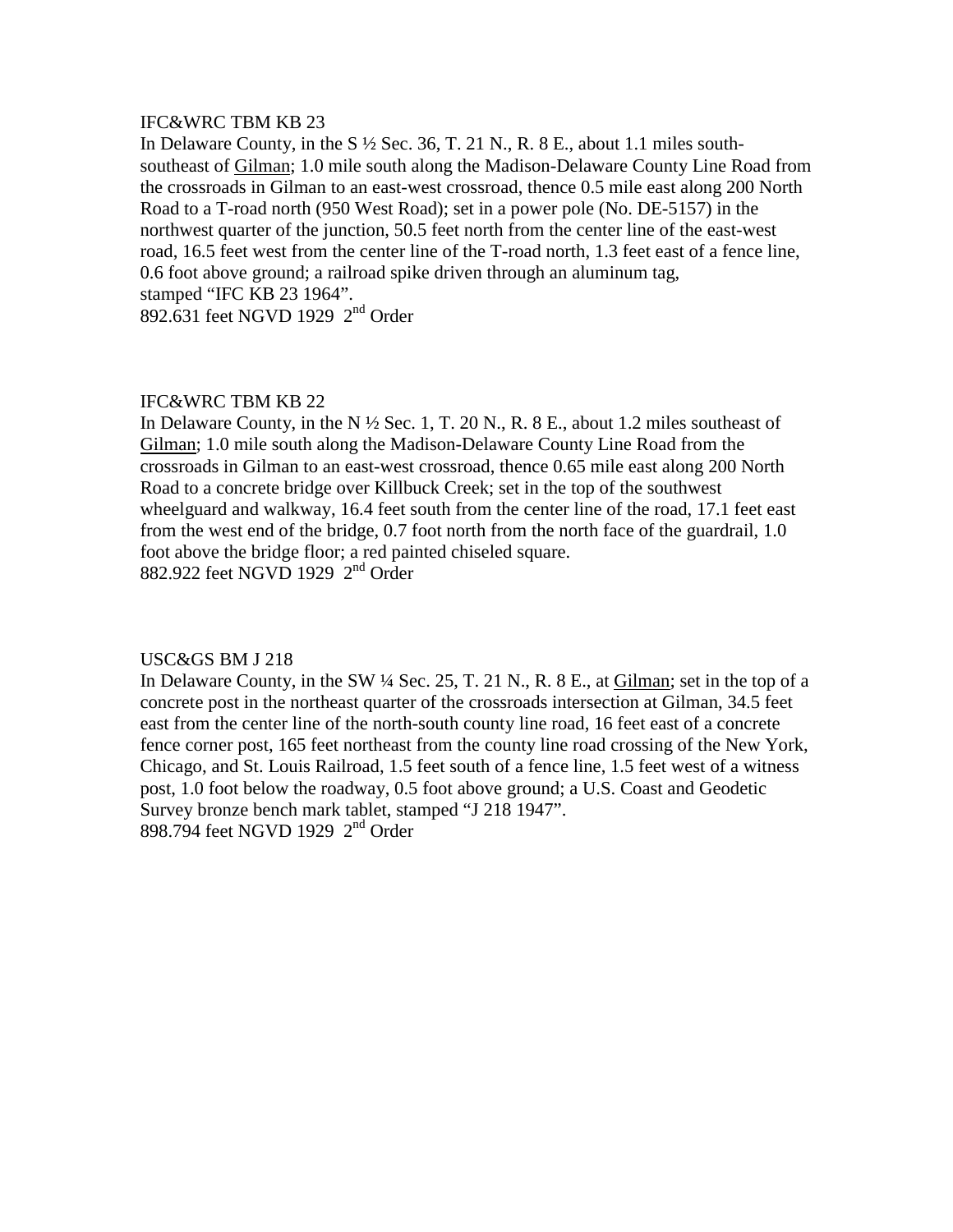IFC&WRC TBM KB 23

In Delaware County, in the S ½ Sec. 36, T. 21 N., R. 8 E., about 1.1 miles south-southeast of Gilman; 1.0 mile south along the Madison-Delaware County Line Road from the crossroads in Gilman to an east-west crossroad, thence 0.5 mile east along 200 North Road to a T-road north (950 West Road); set in a power pole (No. DE-5157) in the northwest quarter of the junction, 50.5 feet north from the center line of the east-west road, 16.5 feet west from the center line of the T-road north, 1.3 feet east of a fence line, 0.6 foot above ground; a railroad spike driven through an aluminum tag, stamped "IFC KB 23 1964".

892.631 feet NGVD 1929 2nd Order

IFC&WRC TBM KB 22

In Delaware County, in the N ½ Sec. 1, T. 20 N., R. 8 E., about 1.2 miles southeast of Gilman; 1.0 mile south along the Madison-Delaware County Line Road from the crossroads in Gilman to an east-west crossroad, thence 0.65 mile east along 200 North Road to a concrete bridge over Killbuck Creek; set in the top of the southwest wheelguard and walkway, 16.4 feet south from the center line of the road, 17.1 feet east from the west end of the bridge, 0.7 foot north from the north face of the guardrail, 1.0 foot above the bridge floor; a red painted chiseled square.

882.922 feet NGVD 1929 2nd Order

USC&GS BM J 218

In Delaware County, in the SW ¼ Sec. 25, T. 21 N., R. 8 E., at Gilman; set in the top of a concrete post in the northeast quarter of the crossroads intersection at Gilman, 34.5 feet east from the center line of the north-south county line road, 16 feet east of a concrete fence corner post, 165 feet northeast from the county line road crossing of the New York, Chicago, and St. Louis Railroad, 1.5 feet south of a fence line, 1.5 feet west of a witness post, 1.0 foot below the roadway, 0.5 foot above ground; a U.S. Coast and Geodetic Survey bronze bench mark tablet, stamped "J 218 1947".

898.794 feet NGVD 1929 2nd Order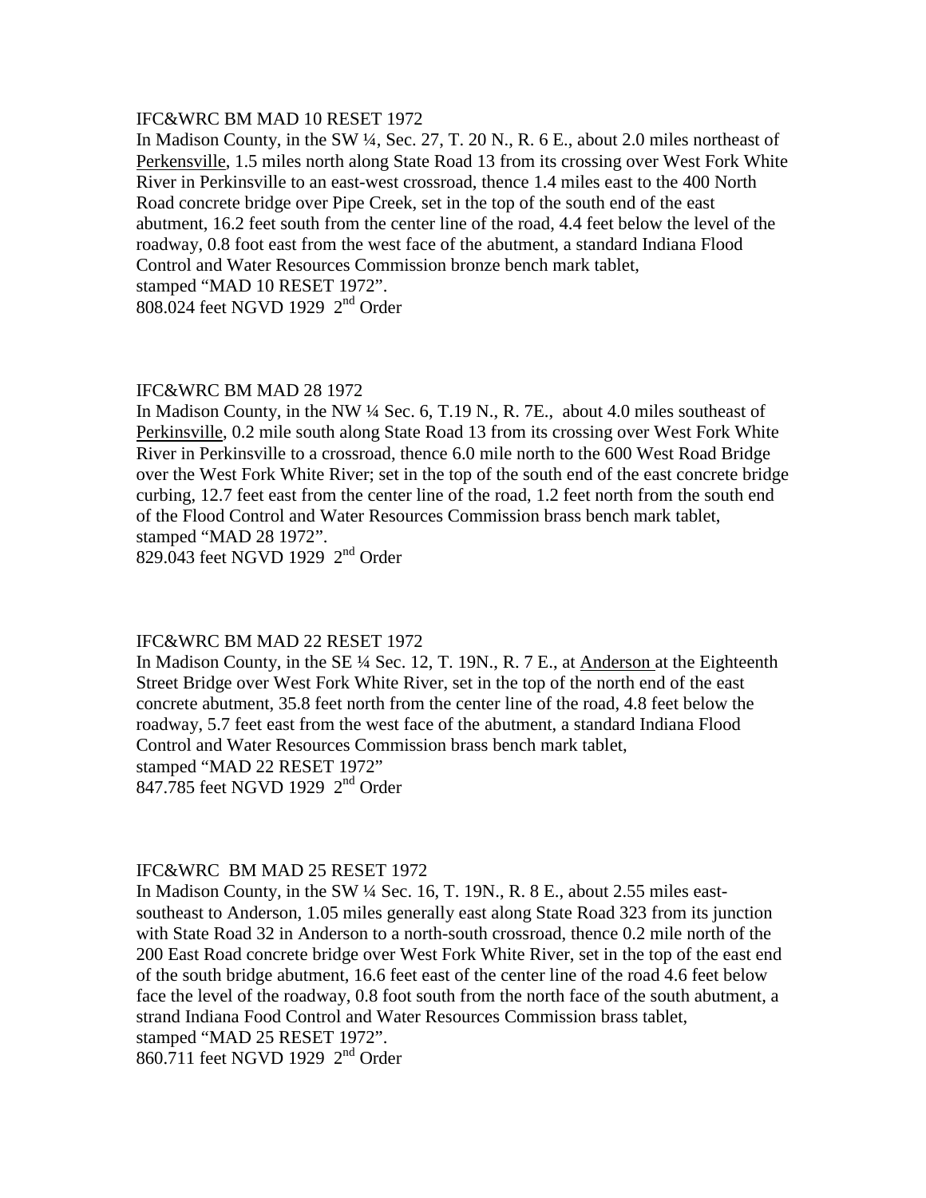IFC&WRC BM MAD 10 RESET 1972

In Madison County, in the SW ¼, Sec. 27, T. 20 N., R. 6 E., about 2.0 miles northeast of Perkensville, 1.5 miles north along State Road 13 from its crossing over West Fork White River in Perkinsville to an east-west crossroad, thence 1.4 miles east to the 400 North Road concrete bridge over Pipe Creek, set in the top of the south end of the east abutment, 16.2 feet south from the center line of the road, 4.4 feet below the level of the roadway, 0.8 foot east from the west face of the abutment, a standard Indiana Flood Control and Water Resources Commission bronze bench mark tablet, stamped "MAD 10 RESET 1972".

808.024 feet NGVD 1929 2nd Order

IFC&WRC BM MAD 28 1972

In Madison County, in the NW ¼ Sec. 6, T.19 N., R. 7E., about 4.0 miles southeast of Perkinsville, 0.2 mile south along State Road 13 from its crossing over West Fork White River in Perkinsville to a crossroad, thence 6.0 mile north to the 600 West Road Bridge over the West Fork White River; set in the top of the south end of the east concrete bridge curbing, 12.7 feet east from the center line of the road, 1.2 feet north from the south end of the Flood Control and Water Resources Commission brass bench mark tablet, stamped "MAD 28 1972".

829.043 feet NGVD 1929 2nd Order

IFC&WRC BM MAD 22 RESET 1972

In Madison County, in the SE ¼ Sec. 12, T. 19N., R. 7 E., at Anderson at the Eighteenth Street Bridge over West Fork White River, set in the top of the north end of the east concrete abutment, 35.8 feet north from the center line of the road, 4.8 feet below the roadway, 5.7 feet east from the west face of the abutment, a standard Indiana Flood Control and Water Resources Commission brass bench mark tablet, stamped "MAD 22 RESET 1972"

847.785 feet NGVD 1929 2nd Order

IFC&WRC BM MAD 25 RESET 1972

In Madison County, in the SW ¼ Sec. 16, T. 19N., R. 8 E., about 2.55 miles east-southeast to Anderson, 1.05 miles generally east along State Road 323 from its junction with State Road 32 in Anderson to a north-south crossroad, thence 0.2 mile north of the 200 East Road concrete bridge over West Fork White River, set in the top of the east end of the south bridge abutment, 16.6 feet east of the center line of the road 4.6 feet below face the level of the roadway, 0.8 foot south from the north face of the south abutment, a strand Indiana Food Control and Water Resources Commission brass tablet, stamped "MAD 25 RESET 1972".

860.711 feet NGVD 1929 2nd Order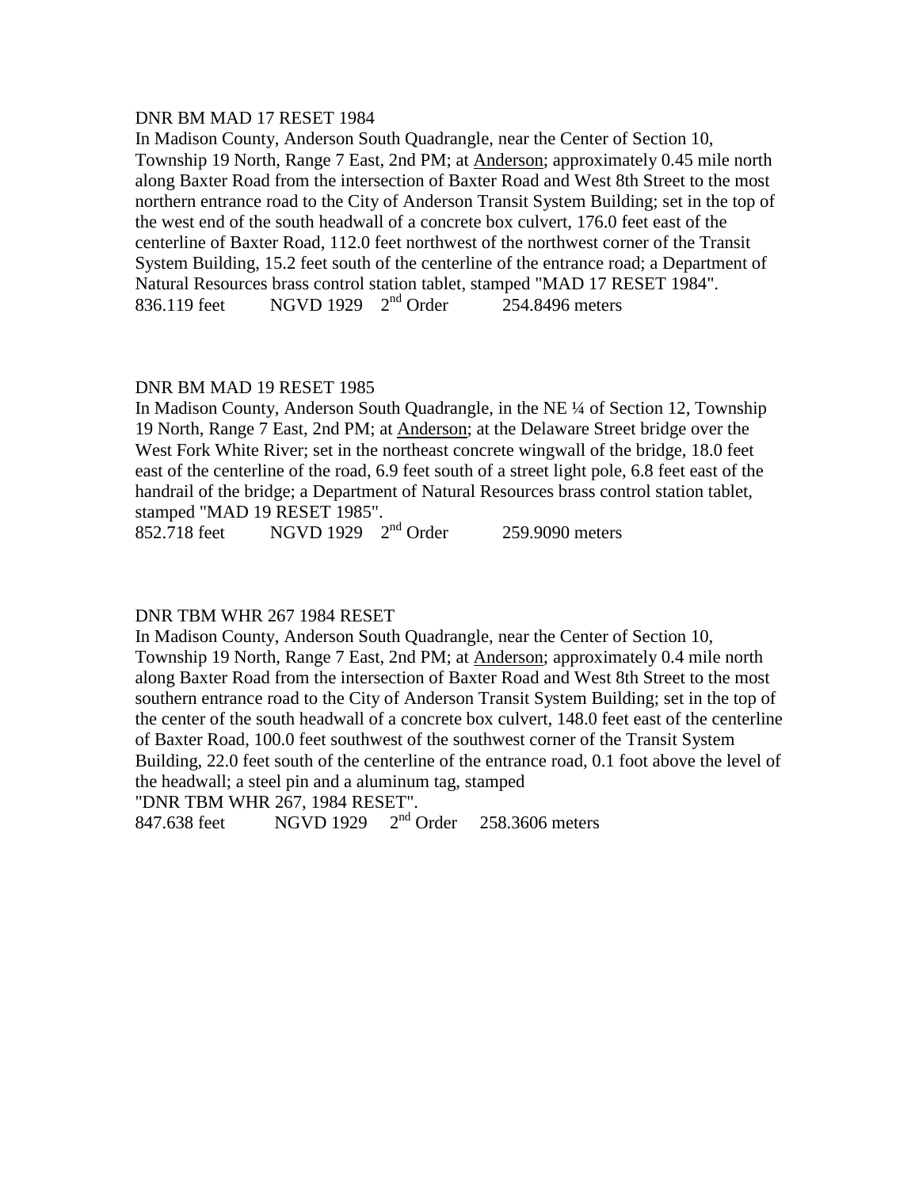DNR BM MAD 17 RESET 1984

In Madison County, Anderson South Quadrangle, near the Center of Section 10, Township 19 North, Range 7 East, 2nd PM; at Anderson; approximately 0.45 mile north along Baxter Road from the intersection of Baxter Road and West 8th Street to the most northern entrance road to the City of Anderson Transit System Building; set in the top of the west end of the south headwall of a concrete box culvert, 176.0 feet east of the centerline of Baxter Road, 112.0 feet northwest of the northwest corner of the Transit System Building, 15.2 feet south of the centerline of the entrance road; a Department of Natural Resources brass control station tablet, stamped "MAD 17 RESET 1984".

836.119 feet NGVD 1929 2nd Order 254.8496 meters

DNR BM MAD 19 RESET 1985

In Madison County, Anderson South Quadrangle, in the NE ¼ of Section 12, Township 19 North, Range 7 East, 2nd PM; at Anderson; at the Delaware Street bridge over the West Fork White River; set in the northeast concrete wingwall of the bridge, 18.0 feet east of the centerline of the road, 6.9 feet south of a street light pole, 6.8 feet east of the handrail of the bridge; a Department of Natural Resources brass control station tablet, stamped "MAD 19 RESET 1985".

852.718 feet NGVD 1929 2nd Order 259.9090 meters

DNR TBM WHR 267 1984 RESET

In Madison County, Anderson South Quadrangle, near the Center of Section 10, Township 19 North, Range 7 East, 2nd PM; at Anderson; approximately 0.4 mile north along Baxter Road from the intersection of Baxter Road and West 8th Street to the most southern entrance road to the City of Anderson Transit System Building; set in the top of the center of the south headwall of a concrete box culvert, 148.0 feet east of the centerline of Baxter Road, 100.0 feet southwest of the southwest corner of the Transit System Building, 22.0 feet south of the centerline of the entrance road, 0.1 foot above the level of the headwall; a steel pin and a aluminum tag, stamped "DNR TBM WHR 267, 1984 RESET".

847.638 feet NGVD 1929 2nd Order 258.3606 meters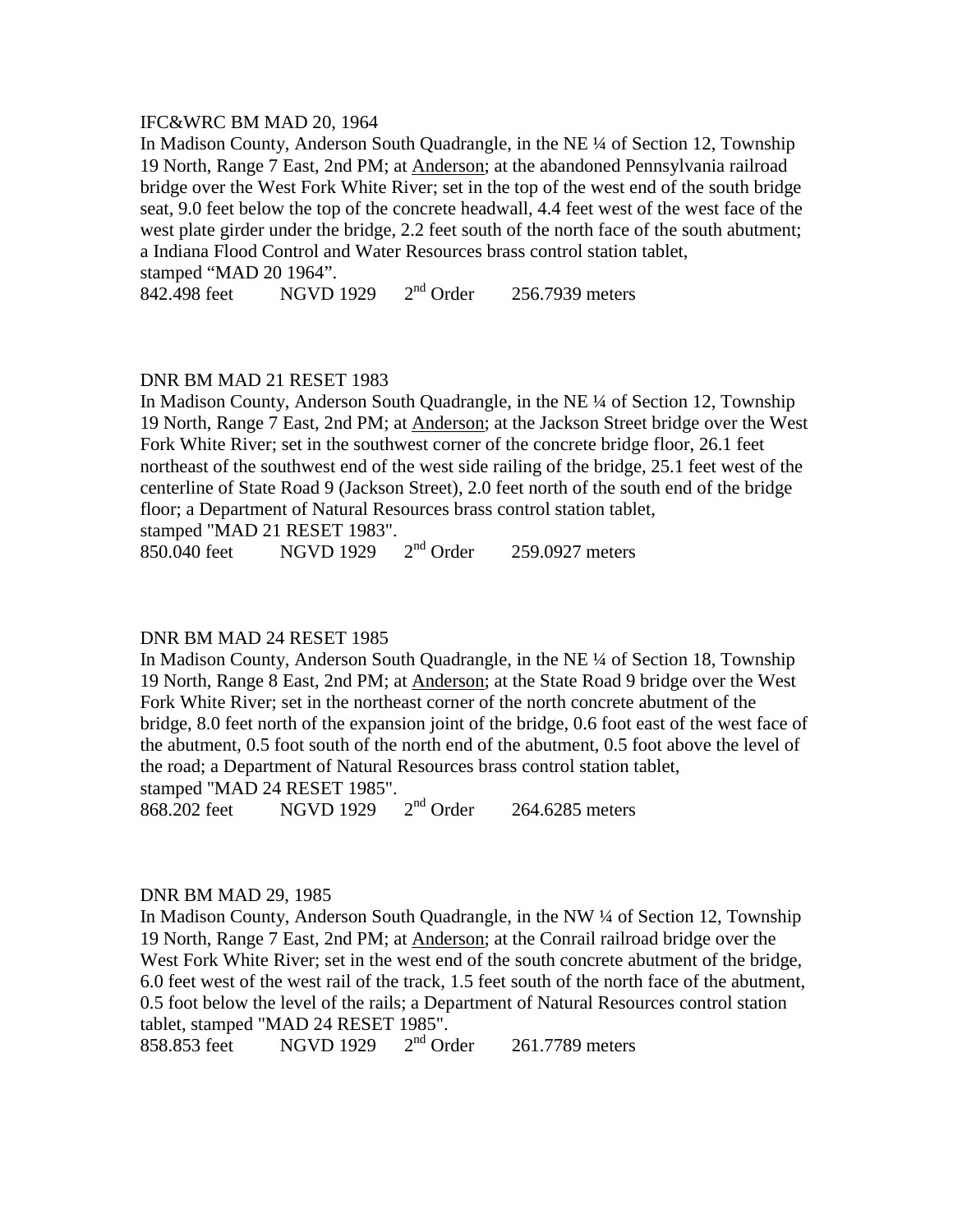IFC&WRC BM MAD 20, 1964

In Madison County, Anderson South Quadrangle, in the NE ¼ of Section 12, Township 19 North, Range 7 East, 2nd PM; at Anderson; at the abandoned Pennsylvania railroad bridge over the West Fork White River; set in the top of the west end of the south bridge seat, 9.0 feet below the top of the concrete headwall, 4.4 feet west of the west face of the west plate girder under the bridge, 2.2 feet south of the north face of the south abutment; a Indiana Flood Control and Water Resources brass control station tablet, stamped "MAD 20 1964".

842.498 feet     NGVD 1929     2nd Order     256.7939 meters

DNR BM MAD 21 RESET 1983

In Madison County, Anderson South Quadrangle, in the NE ¼ of Section 12, Township 19 North, Range 7 East, 2nd PM; at Anderson; at the Jackson Street bridge over the West Fork White River; set in the southwest corner of the concrete bridge floor, 26.1 feet northeast of the southwest end of the west side railing of the bridge, 25.1 feet west of the centerline of State Road 9 (Jackson Street), 2.0 feet north of the south end of the bridge floor; a Department of Natural Resources brass control station tablet, stamped "MAD 21 RESET 1983".

850.040 feet     NGVD 1929     2nd Order     259.0927 meters

DNR BM MAD 24 RESET 1985

In Madison County, Anderson South Quadrangle, in the NE ¼ of Section 18, Township 19 North, Range 8 East, 2nd PM; at Anderson; at the State Road 9 bridge over the West Fork White River; set in the northeast corner of the north concrete abutment of the bridge, 8.0 feet north of the expansion joint of the bridge, 0.6 foot east of the west face of the abutment, 0.5 foot south of the north end of the abutment, 0.5 foot above the level of the road; a Department of Natural Resources brass control station tablet, stamped "MAD 24 RESET 1985".

868.202 feet     NGVD 1929     2nd Order     264.6285 meters

DNR BM MAD 29, 1985

In Madison County, Anderson South Quadrangle, in the NW ¼ of Section 12, Township 19 North, Range 7 East, 2nd PM; at Anderson; at the Conrail railroad bridge over the West Fork White River; set in the west end of the south concrete abutment of the bridge, 6.0 feet west of the west rail of the track, 1.5 feet south of the north face of the abutment, 0.5 foot below the level of the rails; a Department of Natural Resources control station tablet, stamped "MAD 24 RESET 1985".

858.853 feet     NGVD 1929     2nd Order     261.7789 meters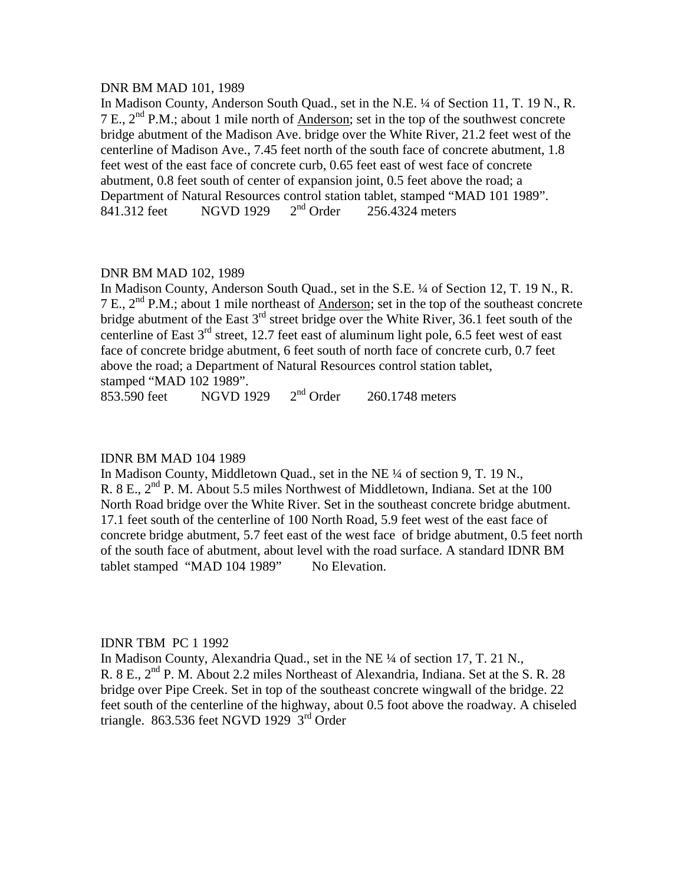DNR BM MAD 101, 1989

In Madison County, Anderson South Quad., set in the N.E. ¼ of Section 11, T. 19 N., R. 7 E., 2nd P.M.; about 1 mile north of Anderson; set in the top of the southwest concrete bridge abutment of the Madison Ave. bridge over the White River, 21.2 feet west of the centerline of Madison Ave., 7.45 feet north of the south face of concrete abutment, 1.8 feet west of the east face of concrete curb, 0.65 feet east of west face of concrete abutment, 0.8 feet south of center of expansion joint, 0.5 feet above the road; a Department of Natural Resources control station tablet, stamped "MAD 101 1989".

841.312 feet NGVD 1929 2nd Order 256.4324 meters

DNR BM MAD 102, 1989

In Madison County, Anderson South Quad., set in the S.E. ¼ of Section 12, T. 19 N., R. 7 E., 2nd P.M.; about 1 mile northeast of Anderson; set in the top of the southeast concrete bridge abutment of the East 3rd street bridge over the White River, 36.1 feet south of the centerline of East 3rd street, 12.7 feet east of aluminum light pole, 6.5 feet west of east face of concrete bridge abutment, 6 feet south of north face of concrete curb, 0.7 feet above the road; a Department of Natural Resources control station tablet, stamped "MAD 102 1989".

853.590 feet NGVD 1929 2nd Order 260.1748 meters

IDNR BM MAD 104 1989

In Madison County, Middletown Quad., set in the NE ¼ of section 9, T. 19 N., R. 8 E., 2nd P. M. About 5.5 miles Northwest of Middletown, Indiana. Set at the 100 North Road bridge over the White River. Set in the southeast concrete bridge abutment. 17.1 feet south of the centerline of 100 North Road, 5.9 feet west of the east face of concrete bridge abutment, 5.7 feet east of the west face of bridge abutment, 0.5 feet north of the south face of abutment, about level with the road surface. A standard IDNR BM tablet stamped "MAD 104 1989" No Elevation.

IDNR TBM PC 1 1992

In Madison County, Alexandria Quad., set in the NE ¼ of section 17, T. 21 N., R. 8 E., 2nd P. M. About 2.2 miles Northeast of Alexandria, Indiana. Set at the S. R. 28 bridge over Pipe Creek. Set in top of the southeast concrete wingwall of the bridge. 22 feet south of the centerline of the highway, about 0.5 foot above the roadway. A chiseled triangle. 863.536 feet NGVD 1929 3rd Order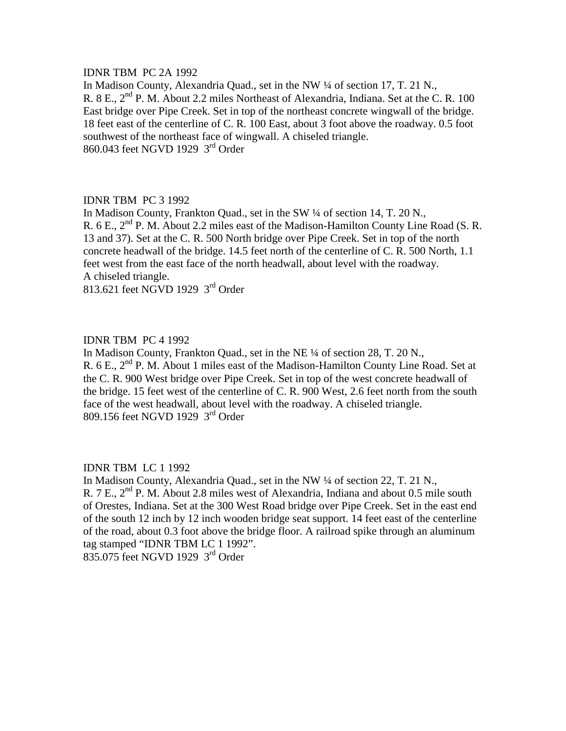IDNR TBM PC 2A 1992

In Madison County, Alexandria Quad., set in the NW ¼ of section 17, T. 21 N., R. 8 E., 2nd P. M. About 2.2 miles Northeast of Alexandria, Indiana. Set at the C. R. 100 East bridge over Pipe Creek. Set in top of the northeast concrete wingwall of the bridge. 18 feet east of the centerline of C. R. 100 East, about 3 foot above the roadway. 0.5 foot southwest of the northeast face of wingwall. A chiseled triangle.

860.043 feet NGVD 1929 3rd Order

IDNR TBM PC 3 1992

In Madison County, Frankton Quad., set in the SW ¼ of section 14, T. 20 N., R. 6 E., 2nd P. M. About 2.2 miles east of the Madison-Hamilton County Line Road (S. R. 13 and 37). Set at the C. R. 500 North bridge over Pipe Creek. Set in top of the north concrete headwall of the bridge. 14.5 feet north of the centerline of C. R. 500 North, 1.1 feet west from the east face of the north headwall, about level with the roadway. A chiseled triangle.

813.621 feet NGVD 1929 3rd Order

IDNR TBM PC 4 1992

In Madison County, Frankton Quad., set in the NE ¼ of section 28, T. 20 N., R. 6 E., 2nd P. M. About 1 miles east of the Madison-Hamilton County Line Road. Set at the C. R. 900 West bridge over Pipe Creek. Set in top of the west concrete headwall of the bridge. 15 feet west of the centerline of C. R. 900 West, 2.6 feet north from the south face of the west headwall, about level with the roadway. A chiseled triangle.

809.156 feet NGVD 1929 3rd Order

IDNR TBM LC 1 1992

In Madison County, Alexandria Quad., set in the NW ¼ of section 22, T. 21 N., R. 7 E., 2nd P. M. About 2.8 miles west of Alexandria, Indiana and about 0.5 mile south of Orestes, Indiana. Set at the 300 West Road bridge over Pipe Creek. Set in the east end of the south 12 inch by 12 inch wooden bridge seat support. 14 feet east of the centerline of the road, about 0.3 foot above the bridge floor. A railroad spike through an aluminum tag stamped "IDNR TBM LC 1 1992".

835.075 feet NGVD 1929 3rd Order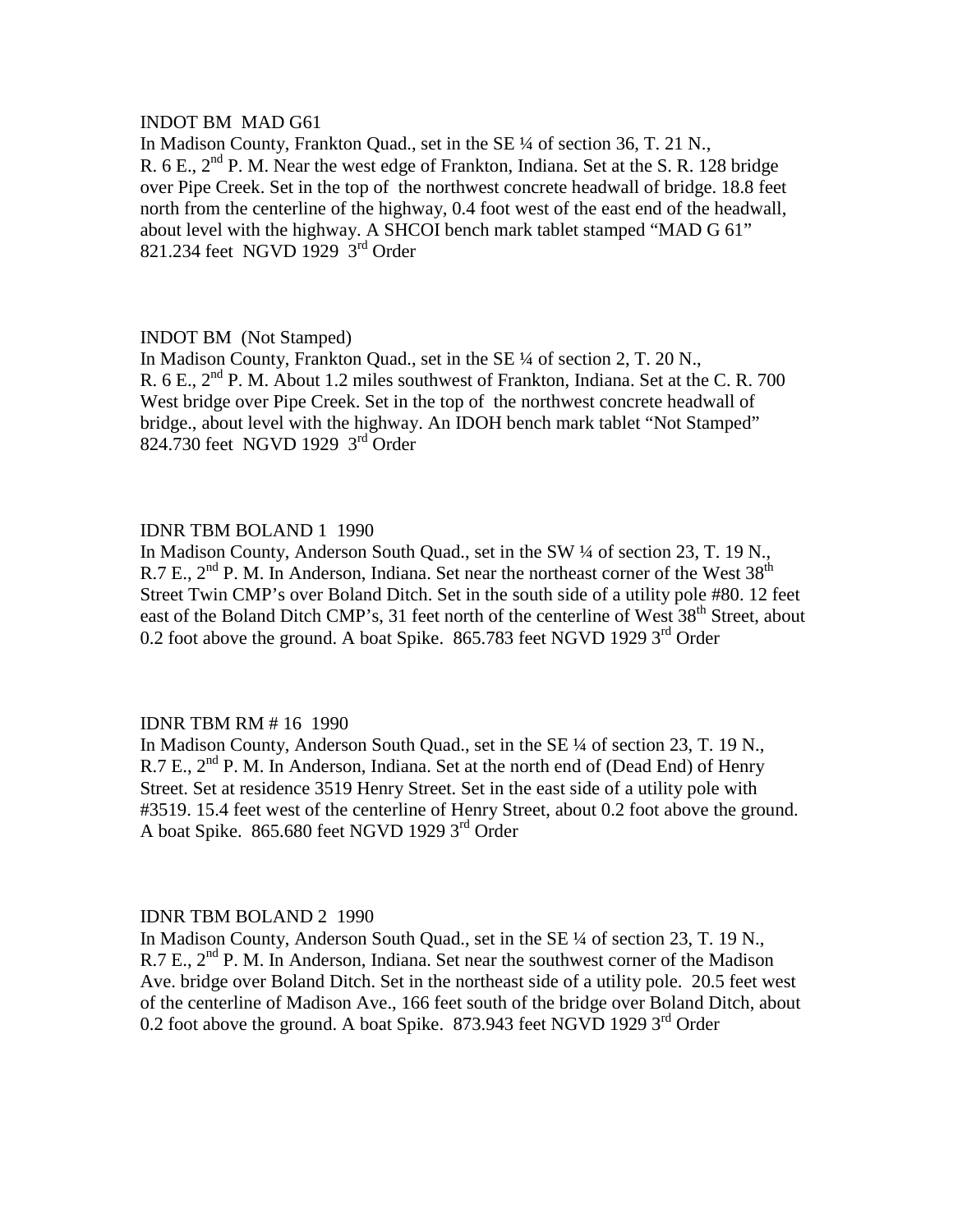INDOT BM MAD G61

In Madison County, Frankton Quad., set in the SE ¼ of section 36, T. 21 N., R. 6 E., 2nd P. M. Near the west edge of Frankton, Indiana. Set at the S. R. 128 bridge over Pipe Creek. Set in the top of the northwest concrete headwall of bridge. 18.8 feet north from the centerline of the highway, 0.4 foot west of the east end of the headwall, about level with the highway. A SHCOI bench mark tablet stamped "MAD G 61" 821.234 feet NGVD 1929 3rd Order

INDOT BM (Not Stamped)

In Madison County, Frankton Quad., set in the SE ¼ of section 2, T. 20 N., R. 6 E., 2nd P. M. About 1.2 miles southwest of Frankton, Indiana. Set at the C. R. 700 West bridge over Pipe Creek. Set in the top of the northwest concrete headwall of bridge., about level with the highway. An IDOH bench mark tablet "Not Stamped" 824.730 feet NGVD 1929 3rd Order

IDNR TBM BOLAND 1 1990

In Madison County, Anderson South Quad., set in the SW ¼ of section 23, T. 19 N., R.7 E., 2nd P. M. In Anderson, Indiana. Set near the northeast corner of the West 38th Street Twin CMP's over Boland Ditch. Set in the south side of a utility pole #80. 12 feet east of the Boland Ditch CMP's, 31 feet north of the centerline of West 38th Street, about 0.2 foot above the ground. A boat Spike. 865.783 feet NGVD 1929 3rd Order

IDNR TBM RM # 16 1990

In Madison County, Anderson South Quad., set in the SE ¼ of section 23, T. 19 N., R.7 E., 2nd P. M. In Anderson, Indiana. Set at the north end of (Dead End) of Henry Street. Set at residence 3519 Henry Street. Set in the east side of a utility pole with #3519. 15.4 feet west of the centerline of Henry Street, about 0.2 foot above the ground. A boat Spike. 865.680 feet NGVD 1929 3rd Order

IDNR TBM BOLAND 2 1990

In Madison County, Anderson South Quad., set in the SE ¼ of section 23, T. 19 N., R.7 E., 2nd P. M. In Anderson, Indiana. Set near the southwest corner of the Madison Ave. bridge over Boland Ditch. Set in the northeast side of a utility pole. 20.5 feet west of the centerline of Madison Ave., 166 feet south of the bridge over Boland Ditch, about 0.2 foot above the ground. A boat Spike. 873.943 feet NGVD 1929 3rd Order